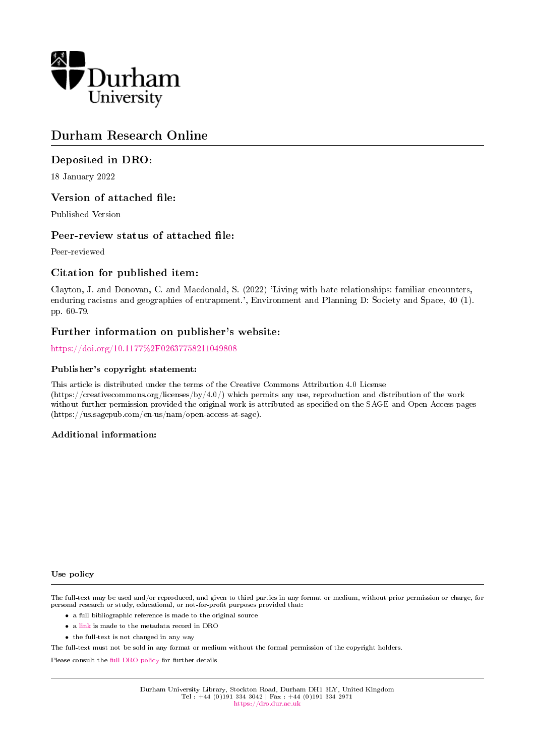Durham University

# Durham Research Online

## Deposited in DRO:

18 January 2022

## Version of attached file:

Published Version

## Peer-review status of attached file:

Peer-reviewed

## Citation for published item:

Clayton, J. and Donovan, C. and Macdonald, S. (2022) 'Living with hate relationships: familiar encounters, enduring racisms and geographies of entrapment.', Environment and Planning D: Society and Space, 40 (1). pp. 60-79.

## Further information on publisher's website:

https://doi.org/10.1177%2F02637758211049808

### Publisher's copyright statement:

This article is distributed under the terms of the Creative Commons Attribution 4.0 License (https://creativecommons.org/licenses/by/4.0/) which permits any use, reproduction and distribution of the work without further permission provided the original work is attributed as specified on the SAGE and Open Access pages (https://us.sagepub.com/en-us/nam/open-access-at-sage).

### Additional information:

### Use policy

The full-text may be used and/or reproduced, and given to third parties in any format or medium, without prior permission or charge, for personal research or study, educational, or not-for-profit purposes provided that:

- a full bibliographic reference is made to the original source
- a link is made to the metadata record in DRO
- the full-text is not changed in any way

The full-text must not be sold in any format or medium without the formal permission of the copyright holders.

Please consult the full DRO policy for further details.

Durham University Library, Stockton Road, Durham DH1 3LY, United Kingdom
Tel : +44 (0)191 334 3042 | Fax : +44 (0)191 334 2971
https://dro.dur.ac.uk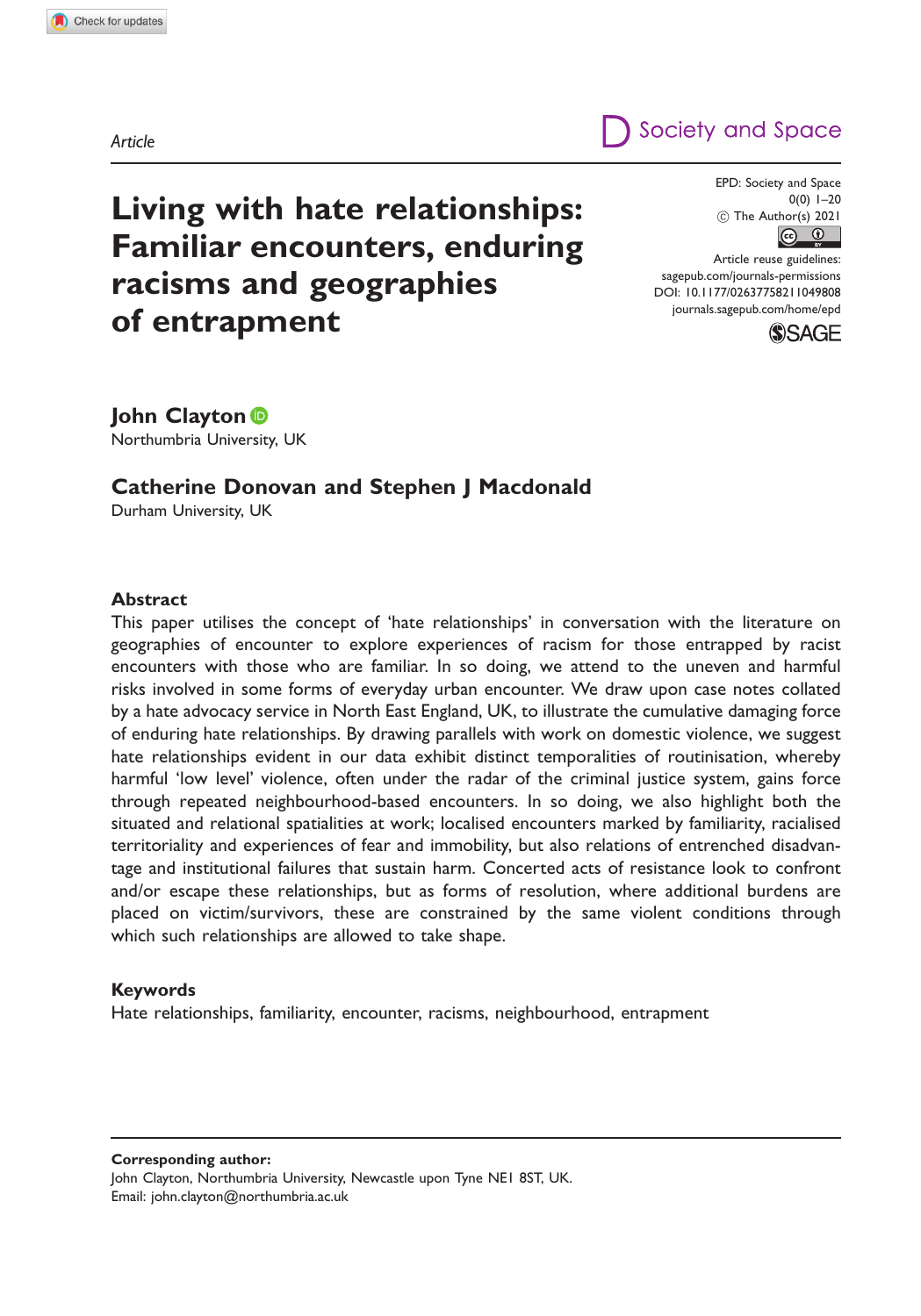Article

# Living with hate relationships: Familiar encounters, enduring racisms and geographies of entrapment

**John Clayton**
Northumbria University, UK

**Catherine Donovan and Stephen J Macdonald**
Durham University, UK

## Abstract

This paper utilises the concept of 'hate relationships' in conversation with the literature on geographies of encounter to explore experiences of racism for those entrapped by racist encounters with those who are familiar. In so doing, we attend to the uneven and harmful risks involved in some forms of everyday urban encounter. We draw upon case notes collated by a hate advocacy service in North East England, UK, to illustrate the cumulative damaging force of enduring hate relationships. By drawing parallels with work on domestic violence, we suggest hate relationships evident in our data exhibit distinct temporalities of routinisation, whereby harmful 'low level' violence, often under the radar of the criminal justice system, gains force through repeated neighbourhood-based encounters. In so doing, we also highlight both the situated and relational spatialities at work; localised encounters marked by familiarity, racialised territoriality and experiences of fear and immobility, but also relations of entrenched disadvantage and institutional failures that sustain harm. Concerted acts of resistance look to confront and/or escape these relationships, but as forms of resolution, where additional burdens are placed on victim/survivors, these are constrained by the same violent conditions through which such relationships are allowed to take shape.

## Keywords

Hate relationships, familiarity, encounter, racisms, neighbourhood, entrapment

**Corresponding author:**
John Clayton, Northumbria University, Newcastle upon Tyne NE1 8ST, UK.
Email: john.clayton@northumbria.ac.uk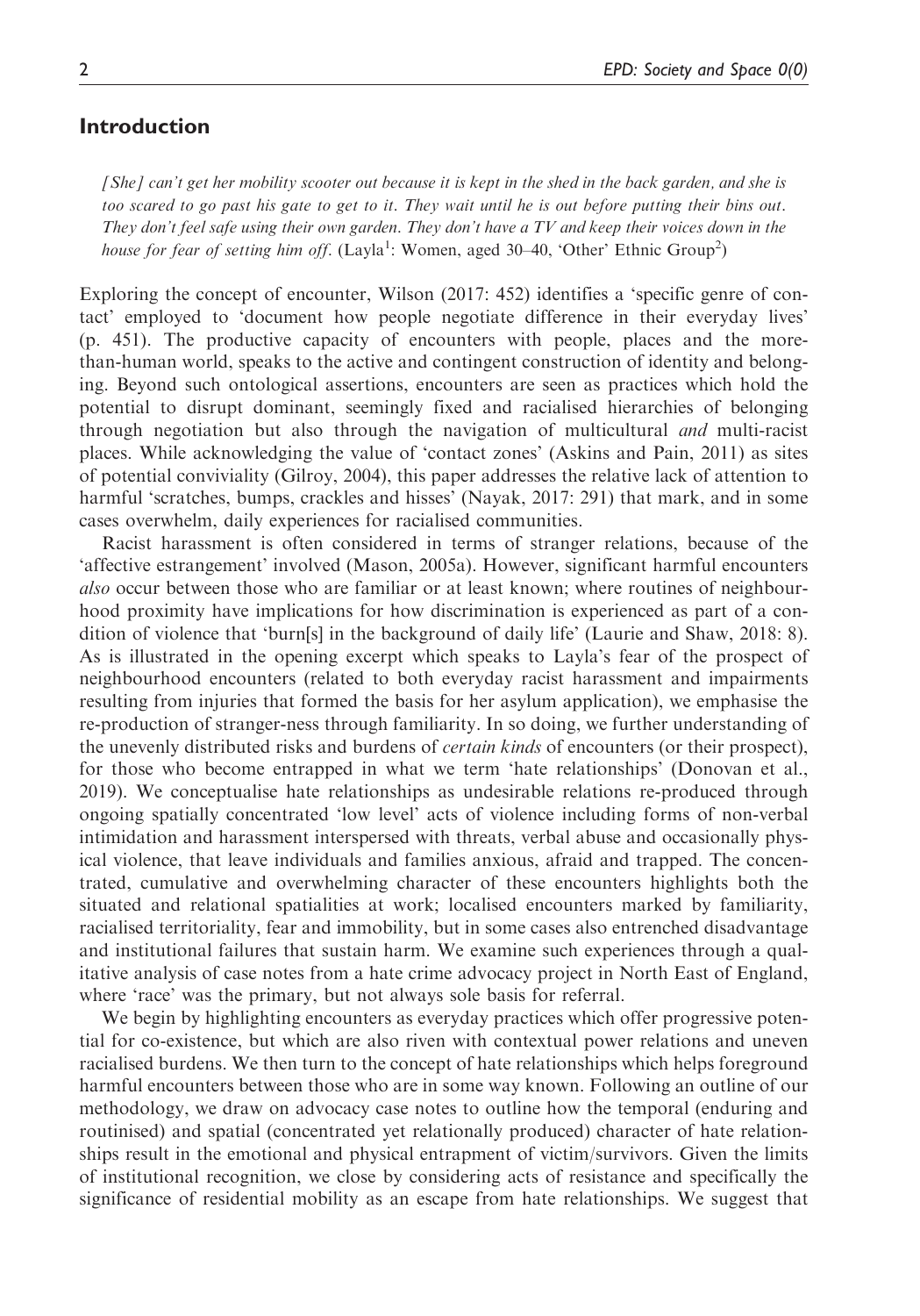## Introduction

*[She] can't get her mobility scooter out because it is kept in the shed in the back garden, and she is too scared to go past his gate to get to it. They wait until he is out before putting their bins out. They don't feel safe using their own garden. They don't have a TV and keep their voices down in the house for fear of setting him off.* (Layla[1]: Women, aged 30–40, 'Other' Ethnic Group[2])

Exploring the concept of encounter, Wilson (2017: 452) identifies a 'specific genre of contact' employed to 'document how people negotiate difference in their everyday lives' (p. 451). The productive capacity of encounters with people, places and the more-than-human world, speaks to the active and contingent construction of identity and belonging. Beyond such ontological assertions, encounters are seen as practices which hold the potential to disrupt dominant, seemingly fixed and racialised hierarchies of belonging through negotiation but also through the navigation of multicultural *and* multi-racist places. While acknowledging the value of 'contact zones' (Askins and Pain, 2011) as sites of potential conviviality (Gilroy, 2004), this paper addresses the relative lack of attention to harmful 'scratches, bumps, crackles and hisses' (Nayak, 2017: 291) that mark, and in some cases overwhelm, daily experiences for racialised communities.

Racist harassment is often considered in terms of stranger relations, because of the 'affective estrangement' involved (Mason, 2005a). However, significant harmful encounters *also* occur between those who are familiar or at least known; where routines of neighbourhood proximity have implications for how discrimination is experienced as part of a condition of violence that 'burn[s] in the background of daily life' (Laurie and Shaw, 2018: 8). As is illustrated in the opening excerpt which speaks to Layla's fear of the prospect of neighbourhood encounters (related to both everyday racist harassment and impairments resulting from injuries that formed the basis for her asylum application), we emphasise the re-production of stranger-ness through familiarity. In so doing, we further understanding of the unevenly distributed risks and burdens of *certain kinds* of encounters (or their prospect), for those who become entrapped in what we term 'hate relationships' (Donovan et al., 2019). We conceptualise hate relationships as undesirable relations re-produced through ongoing spatially concentrated 'low level' acts of violence including forms of non-verbal intimidation and harassment interspersed with threats, verbal abuse and occasionally physical violence, that leave individuals and families anxious, afraid and trapped. The concentrated, cumulative and overwhelming character of these encounters highlights both the situated and relational spatialities at work; localised encounters marked by familiarity, racialised territoriality, fear and immobility, but in some cases also entrenched disadvantage and institutional failures that sustain harm. We examine such experiences through a qualitative analysis of case notes from a hate crime advocacy project in North East of England, where 'race' was the primary, but not always sole basis for referral.

We begin by highlighting encounters as everyday practices which offer progressive potential for co-existence, but which are also riven with contextual power relations and uneven racialised burdens. We then turn to the concept of hate relationships which helps foreground harmful encounters between those who are in some way known. Following an outline of our methodology, we draw on advocacy case notes to outline how the temporal (enduring and routinised) and spatial (concentrated yet relationally produced) character of hate relationships result in the emotional and physical entrapment of victim/survivors. Given the limits of institutional recognition, we close by considering acts of resistance and specifically the significance of residential mobility as an escape from hate relationships. We suggest that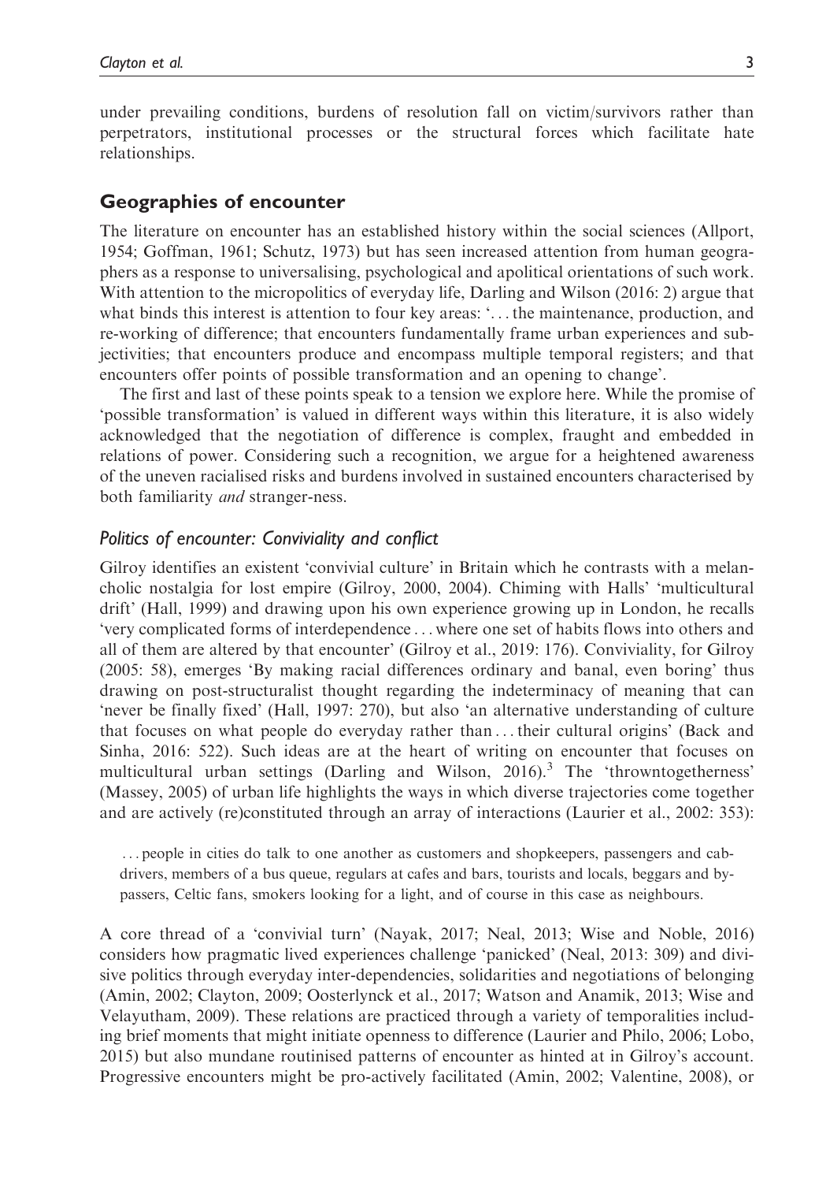under prevailing conditions, burdens of resolution fall on victim/survivors rather than perpetrators, institutional processes or the structural forces which facilitate hate relationships.

## Geographies of encounter

The literature on encounter has an established history within the social sciences (Allport, 1954; Goffman, 1961; Schutz, 1973) but has seen increased attention from human geographers as a response to universalising, psychological and apolitical orientations of such work. With attention to the micropolitics of everyday life, Darling and Wilson (2016: 2) argue that what binds this interest is attention to four key areas: '... the maintenance, production, and re-working of difference; that encounters fundamentally frame urban experiences and subjectivities; that encounters produce and encompass multiple temporal registers; and that encounters offer points of possible transformation and an opening to change'.

The first and last of these points speak to a tension we explore here. While the promise of 'possible transformation' is valued in different ways within this literature, it is also widely acknowledged that the negotiation of difference is complex, fraught and embedded in relations of power. Considering such a recognition, we argue for a heightened awareness of the uneven racialised risks and burdens involved in sustained encounters characterised by both familiarity *and* stranger-ness.

### *Politics of encounter: Conviviality and conflict*

Gilroy identifies an existent 'convivial culture' in Britain which he contrasts with a melancholic nostalgia for lost empire (Gilroy, 2000, 2004). Chiming with Halls' 'multicultural drift' (Hall, 1999) and drawing upon his own experience growing up in London, he recalls 'very complicated forms of interdependence ... where one set of habits flows into others and all of them are altered by that encounter' (Gilroy et al., 2019: 176). Conviviality, for Gilroy (2005: 58), emerges 'By making racial differences ordinary and banal, even boring' thus drawing on post-structuralist thought regarding the indeterminacy of meaning that can 'never be finally fixed' (Hall, 1997: 270), but also 'an alternative understanding of culture that focuses on what people do everyday rather than ... their cultural origins' (Back and Sinha, 2016: 522). Such ideas are at the heart of writing on encounter that focuses on multicultural urban settings (Darling and Wilson, 2016).[3] The 'throwntogetherness' (Massey, 2005) of urban life highlights the ways in which diverse trajectories come together and are actively (re)constituted through an array of interactions (Laurier et al., 2002: 353):

> ... people in cities do talk to one another as customers and shopkeepers, passengers and cab-drivers, members of a bus queue, regulars at cafes and bars, tourists and locals, beggars and by-passers, Celtic fans, smokers looking for a light, and of course in this case as neighbours.

A core thread of a 'convivial turn' (Nayak, 2017; Neal, 2013; Wise and Noble, 2016) considers how pragmatic lived experiences challenge 'panicked' (Neal, 2013: 309) and divisive politics through everyday inter-dependencies, solidarities and negotiations of belonging (Amin, 2002; Clayton, 2009; Oosterlynck et al., 2017; Watson and Anamik, 2013; Wise and Velayutham, 2009). These relations are practiced through a variety of temporalities including brief moments that might initiate openness to difference (Laurier and Philo, 2006; Lobo, 2015) but also mundane routinised patterns of encounter as hinted at in Gilroy's account. Progressive encounters might be pro-actively facilitated (Amin, 2002; Valentine, 2008), or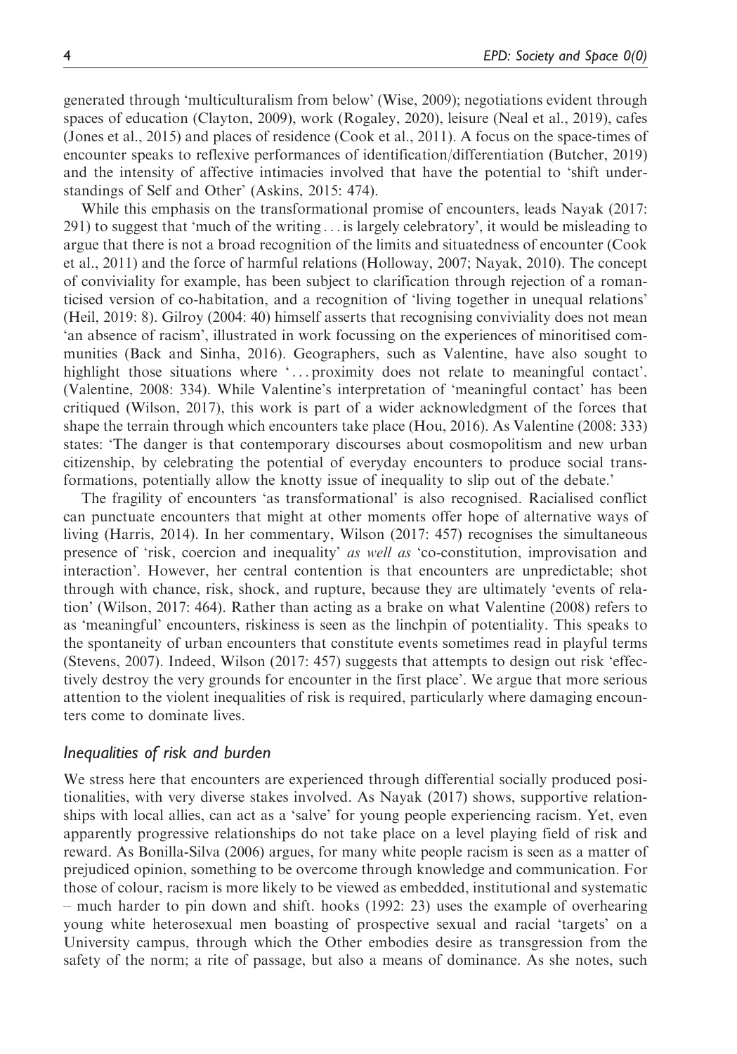generated through 'multiculturalism from below' (Wise, 2009); negotiations evident through spaces of education (Clayton, 2009), work (Rogaley, 2020), leisure (Neal et al., 2019), cafes (Jones et al., 2015) and places of residence (Cook et al., 2011). A focus on the space-times of encounter speaks to reflexive performances of identification/differentiation (Butcher, 2019) and the intensity of affective intimacies involved that have the potential to 'shift understandings of Self and Other' (Askins, 2015: 474).

While this emphasis on the transformational promise of encounters, leads Nayak (2017: 291) to suggest that 'much of the writing . . . is largely celebratory', it would be misleading to argue that there is not a broad recognition of the limits and situatedness of encounter (Cook et al., 2011) and the force of harmful relations (Holloway, 2007; Nayak, 2010). The concept of conviviality for example, has been subject to clarification through rejection of a romanticised version of co-habitation, and a recognition of 'living together in unequal relations' (Heil, 2019: 8). Gilroy (2004: 40) himself asserts that recognising conviviality does not mean 'an absence of racism', illustrated in work focussing on the experiences of minoritised communities (Back and Sinha, 2016). Geographers, such as Valentine, have also sought to highlight those situations where '. . . proximity does not relate to meaningful contact'. (Valentine, 2008: 334). While Valentine's interpretation of 'meaningful contact' has been critiqued (Wilson, 2017), this work is part of a wider acknowledgment of the forces that shape the terrain through which encounters take place (Hou, 2016). As Valentine (2008: 333) states: 'The danger is that contemporary discourses about cosmopolitism and new urban citizenship, by celebrating the potential of everyday encounters to produce social transformations, potentially allow the knotty issue of inequality to slip out of the debate.'

The fragility of encounters 'as transformational' is also recognised. Racialised conflict can punctuate encounters that might at other moments offer hope of alternative ways of living (Harris, 2014). In her commentary, Wilson (2017: 457) recognises the simultaneous presence of 'risk, coercion and inequality' *as well as* 'co-constitution, improvisation and interaction'. However, her central contention is that encounters are unpredictable; shot through with chance, risk, shock, and rupture, because they are ultimately 'events of relation' (Wilson, 2017: 464). Rather than acting as a brake on what Valentine (2008) refers to as 'meaningful' encounters, riskiness is seen as the linchpin of potentiality. This speaks to the spontaneity of urban encounters that constitute events sometimes read in playful terms (Stevens, 2007). Indeed, Wilson (2017: 457) suggests that attempts to design out risk 'effectively destroy the very grounds for encounter in the first place'. We argue that more serious attention to the violent inequalities of risk is required, particularly where damaging encounters come to dominate lives.

### *Inequalities of risk and burden*

We stress here that encounters are experienced through differential socially produced positionalities, with very diverse stakes involved. As Nayak (2017) shows, supportive relationships with local allies, can act as a 'salve' for young people experiencing racism. Yet, even apparently progressive relationships do not take place on a level playing field of risk and reward. As Bonilla-Silva (2006) argues, for many white people racism is seen as a matter of prejudiced opinion, something to be overcome through knowledge and communication. For those of colour, racism is more likely to be viewed as embedded, institutional and systematic – much harder to pin down and shift. hooks (1992: 23) uses the example of overhearing young white heterosexual men boasting of prospective sexual and racial 'targets' on a University campus, through which the Other embodies desire as transgression from the safety of the norm; a rite of passage, but also a means of dominance. As she notes, such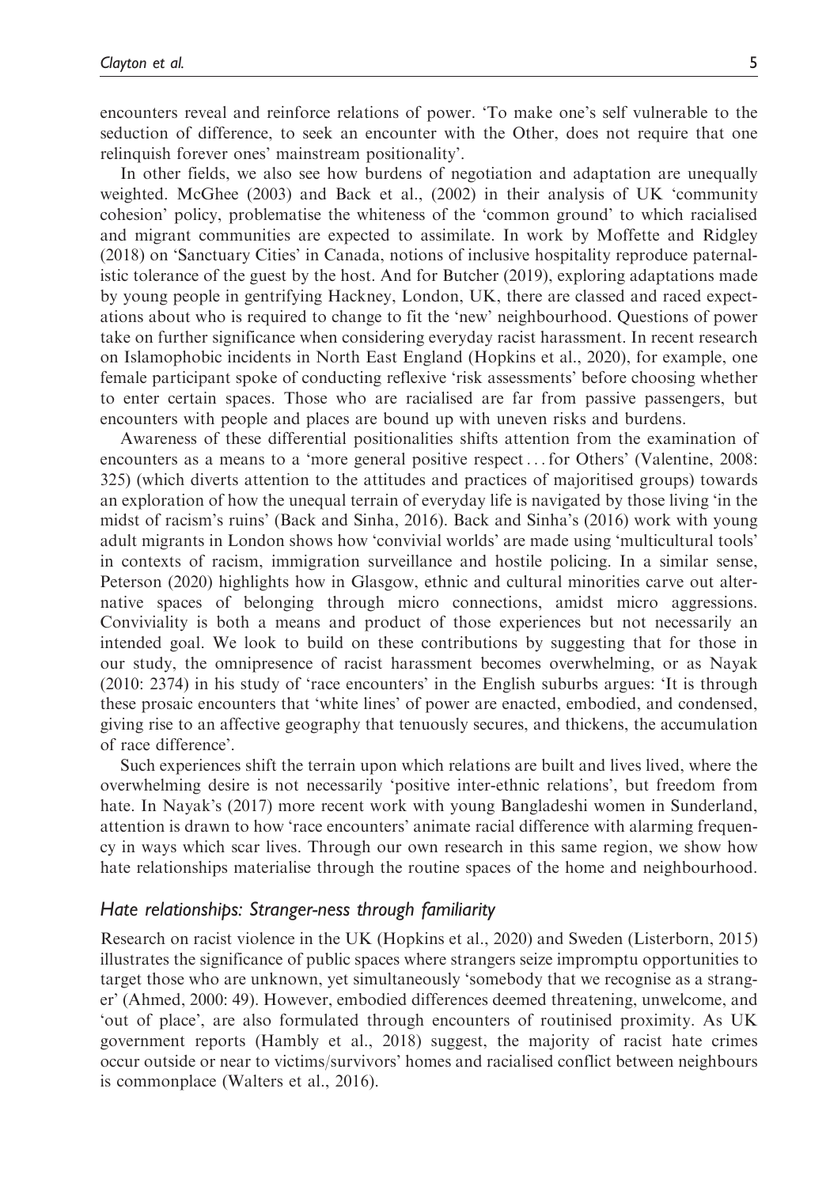encounters reveal and reinforce relations of power. 'To make one's self vulnerable to the seduction of difference, to seek an encounter with the Other, does not require that one relinquish forever ones' mainstream positionality'.

In other fields, we also see how burdens of negotiation and adaptation are unequally weighted. McGhee (2003) and Back et al., (2002) in their analysis of UK 'community cohesion' policy, problematise the whiteness of the 'common ground' to which racialised and migrant communities are expected to assimilate. In work by Moffette and Ridgley (2018) on 'Sanctuary Cities' in Canada, notions of inclusive hospitality reproduce paternalistic tolerance of the guest by the host. And for Butcher (2019), exploring adaptations made by young people in gentrifying Hackney, London, UK, there are classed and raced expectations about who is required to change to fit the 'new' neighbourhood. Questions of power take on further significance when considering everyday racist harassment. In recent research on Islamophobic incidents in North East England (Hopkins et al., 2020), for example, one female participant spoke of conducting reflexive 'risk assessments' before choosing whether to enter certain spaces. Those who are racialised are far from passive passengers, but encounters with people and places are bound up with uneven risks and burdens.

Awareness of these differential positionalities shifts attention from the examination of encounters as a means to a 'more general positive respect . . . for Others' (Valentine, 2008: 325) (which diverts attention to the attitudes and practices of majoritised groups) towards an exploration of how the unequal terrain of everyday life is navigated by those living 'in the midst of racism's ruins' (Back and Sinha, 2016). Back and Sinha's (2016) work with young adult migrants in London shows how 'convivial worlds' are made using 'multicultural tools' in contexts of racism, immigration surveillance and hostile policing. In a similar sense, Peterson (2020) highlights how in Glasgow, ethnic and cultural minorities carve out alternative spaces of belonging through micro connections, amidst micro aggressions. Conviviality is both a means and product of those experiences but not necessarily an intended goal. We look to build on these contributions by suggesting that for those in our study, the omnipresence of racist harassment becomes overwhelming, or as Nayak (2010: 2374) in his study of 'race encounters' in the English suburbs argues: 'It is through these prosaic encounters that 'white lines' of power are enacted, embodied, and condensed, giving rise to an affective geography that tenuously secures, and thickens, the accumulation of race difference'.

Such experiences shift the terrain upon which relations are built and lives lived, where the overwhelming desire is not necessarily 'positive inter-ethnic relations', but freedom from hate. In Nayak's (2017) more recent work with young Bangladeshi women in Sunderland, attention is drawn to how 'race encounters' animate racial difference with alarming frequency in ways which scar lives. Through our own research in this same region, we show how hate relationships materialise through the routine spaces of the home and neighbourhood.

## *Hate relationships: Stranger-ness through familiarity*

Research on racist violence in the UK (Hopkins et al., 2020) and Sweden (Listerborn, 2015) illustrates the significance of public spaces where strangers seize impromptu opportunities to target those who are unknown, yet simultaneously 'somebody that we recognise as a stranger' (Ahmed, 2000: 49). However, embodied differences deemed threatening, unwelcome, and 'out of place', are also formulated through encounters of routinised proximity. As UK government reports (Hambly et al., 2018) suggest, the majority of racist hate crimes occur outside or near to victims/survivors' homes and racialised conflict between neighbours is commonplace (Walters et al., 2016).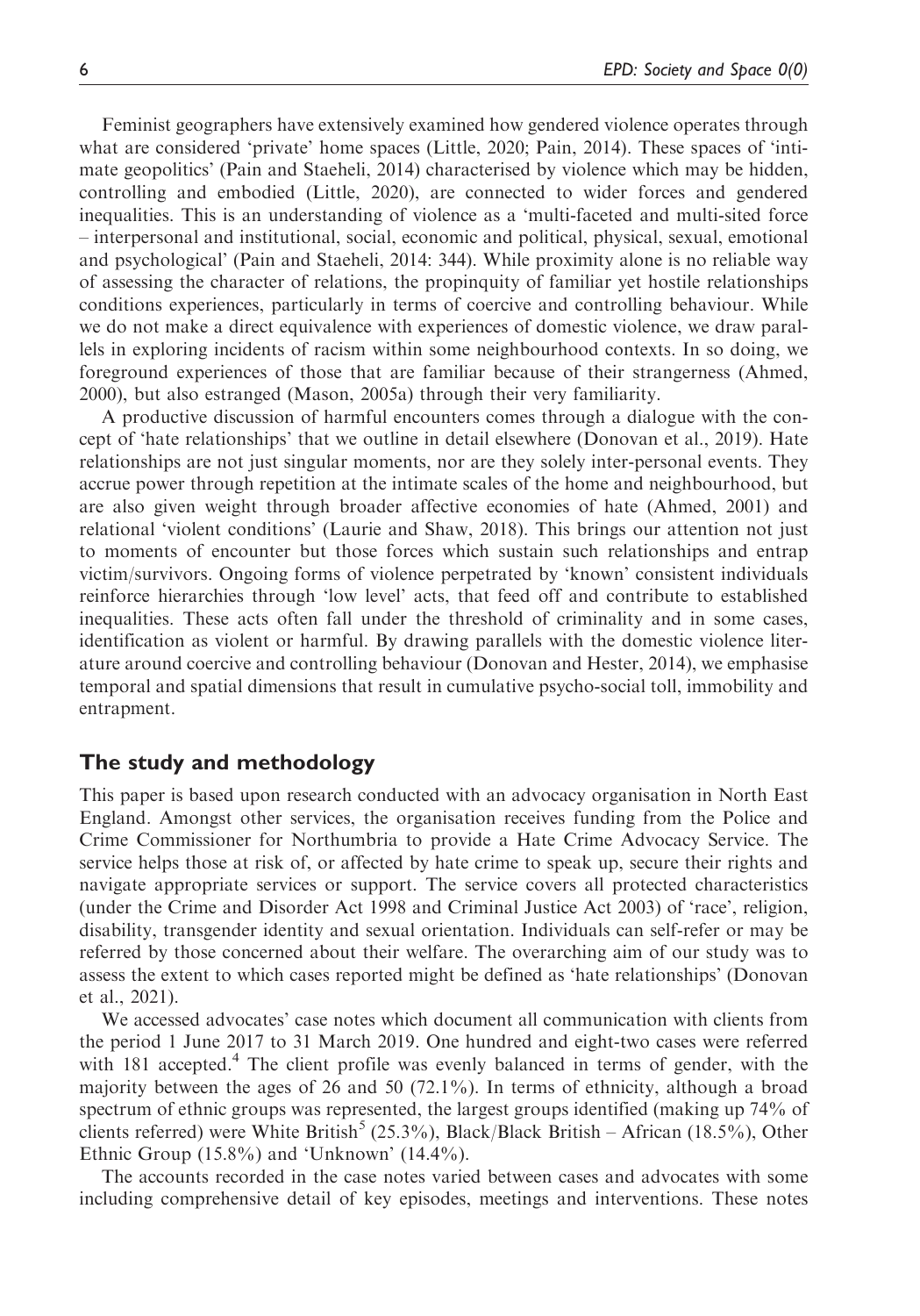Feminist geographers have extensively examined how gendered violence operates through what are considered 'private' home spaces (Little, 2020; Pain, 2014). These spaces of 'intimate geopolitics' (Pain and Staeheli, 2014) characterised by violence which may be hidden, controlling and embodied (Little, 2020), are connected to wider forces and gendered inequalities. This is an understanding of violence as a 'multi-faceted and multi-sited force – interpersonal and institutional, social, economic and political, physical, sexual, emotional and psychological' (Pain and Staeheli, 2014: 344). While proximity alone is no reliable way of assessing the character of relations, the propinquity of familiar yet hostile relationships conditions experiences, particularly in terms of coercive and controlling behaviour. While we do not make a direct equivalence with experiences of domestic violence, we draw parallels in exploring incidents of racism within some neighbourhood contexts. In so doing, we foreground experiences of those that are familiar because of their strangerness (Ahmed, 2000), but also estranged (Mason, 2005a) through their very familiarity.

A productive discussion of harmful encounters comes through a dialogue with the concept of 'hate relationships' that we outline in detail elsewhere (Donovan et al., 2019). Hate relationships are not just singular moments, nor are they solely inter-personal events. They accrue power through repetition at the intimate scales of the home and neighbourhood, but are also given weight through broader affective economies of hate (Ahmed, 2001) and relational 'violent conditions' (Laurie and Shaw, 2018). This brings our attention not just to moments of encounter but those forces which sustain such relationships and entrap victim/survivors. Ongoing forms of violence perpetrated by 'known' consistent individuals reinforce hierarchies through 'low level' acts, that feed off and contribute to established inequalities. These acts often fall under the threshold of criminality and in some cases, identification as violent or harmful. By drawing parallels with the domestic violence literature around coercive and controlling behaviour (Donovan and Hester, 2014), we emphasise temporal and spatial dimensions that result in cumulative psycho-social toll, immobility and entrapment.

## The study and methodology

This paper is based upon research conducted with an advocacy organisation in North East England. Amongst other services, the organisation receives funding from the Police and Crime Commissioner for Northumbria to provide a Hate Crime Advocacy Service. The service helps those at risk of, or affected by hate crime to speak up, secure their rights and navigate appropriate services or support. The service covers all protected characteristics (under the Crime and Disorder Act 1998 and Criminal Justice Act 2003) of 'race', religion, disability, transgender identity and sexual orientation. Individuals can self-refer or may be referred by those concerned about their welfare. The overarching aim of our study was to assess the extent to which cases reported might be defined as 'hate relationships' (Donovan et al., 2021).

We accessed advocates' case notes which document all communication with clients from the period 1 June 2017 to 31 March 2019. One hundred and eight-two cases were referred with 181 accepted.[4] The client profile was evenly balanced in terms of gender, with the majority between the ages of 26 and 50 (72.1%). In terms of ethnicity, although a broad spectrum of ethnic groups was represented, the largest groups identified (making up 74% of clients referred) were White British[5] (25.3%), Black/Black British – African (18.5%), Other Ethnic Group (15.8%) and 'Unknown' (14.4%).

The accounts recorded in the case notes varied between cases and advocates with some including comprehensive detail of key episodes, meetings and interventions. These notes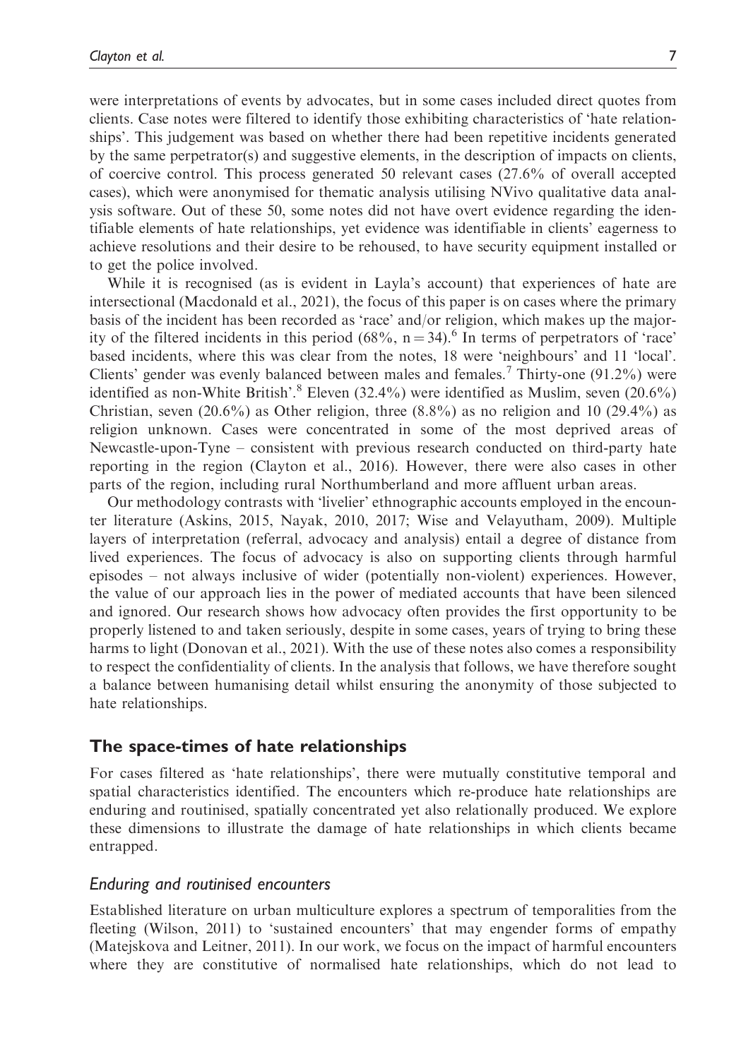were interpretations of events by advocates, but in some cases included direct quotes from clients. Case notes were filtered to identify those exhibiting characteristics of 'hate relationships'. This judgement was based on whether there had been repetitive incidents generated by the same perpetrator(s) and suggestive elements, in the description of impacts on clients, of coercive control. This process generated 50 relevant cases (27.6% of overall accepted cases), which were anonymised for thematic analysis utilising NVivo qualitative data analysis software. Out of these 50, some notes did not have overt evidence regarding the identifiable elements of hate relationships, yet evidence was identifiable in clients' eagerness to achieve resolutions and their desire to be rehoused, to have security equipment installed or to get the police involved.

While it is recognised (as is evident in Layla's account) that experiences of hate are intersectional (Macdonald et al., 2021), the focus of this paper is on cases where the primary basis of the incident has been recorded as 'race' and/or religion, which makes up the majority of the filtered incidents in this period (68%, n = 34).[6] In terms of perpetrators of 'race' based incidents, where this was clear from the notes, 18 were 'neighbours' and 11 'local'. Clients' gender was evenly balanced between males and females.[7] Thirty-one (91.2%) were identified as non-White British'.[8] Eleven (32.4%) were identified as Muslim, seven (20.6%) Christian, seven (20.6%) as Other religion, three (8.8%) as no religion and 10 (29.4%) as religion unknown. Cases were concentrated in some of the most deprived areas of Newcastle-upon-Tyne – consistent with previous research conducted on third-party hate reporting in the region (Clayton et al., 2016). However, there were also cases in other parts of the region, including rural Northumberland and more affluent urban areas.

Our methodology contrasts with 'livelier' ethnographic accounts employed in the encounter literature (Askins, 2015, Nayak, 2010, 2017; Wise and Velayutham, 2009). Multiple layers of interpretation (referral, advocacy and analysis) entail a degree of distance from lived experiences. The focus of advocacy is also on supporting clients through harmful episodes – not always inclusive of wider (potentially non-violent) experiences. However, the value of our approach lies in the power of mediated accounts that have been silenced and ignored. Our research shows how advocacy often provides the first opportunity to be properly listened to and taken seriously, despite in some cases, years of trying to bring these harms to light (Donovan et al., 2021). With the use of these notes also comes a responsibility to respect the confidentiality of clients. In the analysis that follows, we have therefore sought a balance between humanising detail whilst ensuring the anonymity of those subjected to hate relationships.

## The space-times of hate relationships

For cases filtered as 'hate relationships', there were mutually constitutive temporal and spatial characteristics identified. The encounters which re-produce hate relationships are enduring and routinised, spatially concentrated yet also relationally produced. We explore these dimensions to illustrate the damage of hate relationships in which clients became entrapped.

### *Enduring and routinised encounters*

Established literature on urban multiculture explores a spectrum of temporalities from the fleeting (Wilson, 2011) to 'sustained encounters' that may engender forms of empathy (Matejskova and Leitner, 2011). In our work, we focus on the impact of harmful encounters where they are constitutive of normalised hate relationships, which do not lead to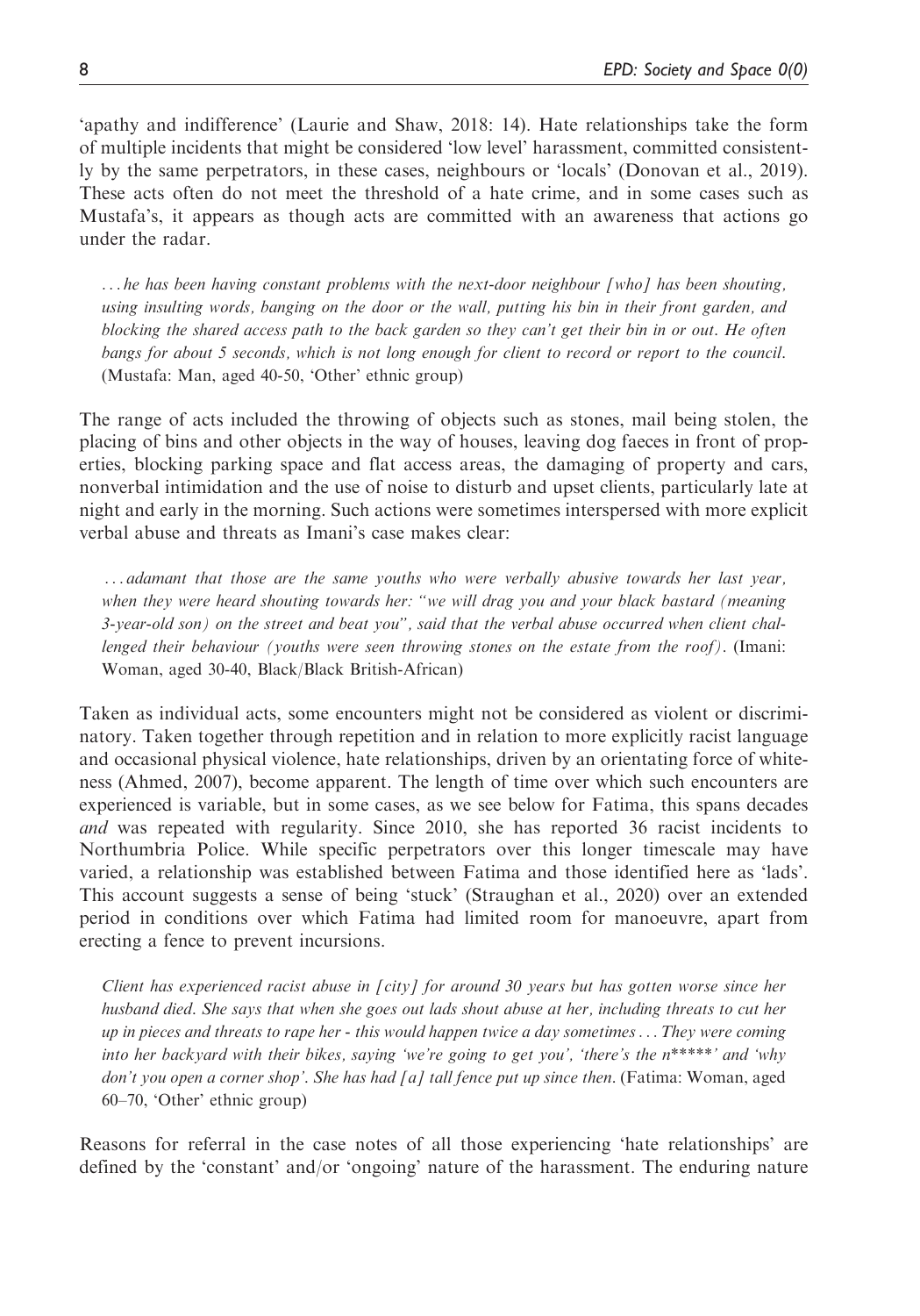'apathy and indifference' (Laurie and Shaw, 2018: 14). Hate relationships take the form of multiple incidents that might be considered 'low level' harassment, committed consistently by the same perpetrators, in these cases, neighbours or 'locals' (Donovan et al., 2019). These acts often do not meet the threshold of a hate crime, and in some cases such as Mustafa's, it appears as though acts are committed with an awareness that actions go under the radar.

> *...he has been having constant problems with the next-door neighbour [who] has been shouting, using insulting words, banging on the door or the wall, putting his bin in their front garden, and blocking the shared access path to the back garden so they can't get their bin in or out. He often bangs for about 5 seconds, which is not long enough for client to record or report to the council.* (Mustafa: Man, aged 40-50, 'Other' ethnic group)

The range of acts included the throwing of objects such as stones, mail being stolen, the placing of bins and other objects in the way of houses, leaving dog faeces in front of properties, blocking parking space and flat access areas, the damaging of property and cars, nonverbal intimidation and the use of noise to disturb and upset clients, particularly late at night and early in the morning. Such actions were sometimes interspersed with more explicit verbal abuse and threats as Imani's case makes clear:

> *...adamant that those are the same youths who were verbally abusive towards her last year, when they were heard shouting towards her: "we will drag you and your black bastard (meaning 3-year-old son) on the street and beat you", said that the verbal abuse occurred when client challenged their behaviour (youths were seen throwing stones on the estate from the roof).* (Imani: Woman, aged 30-40, Black/Black British-African)

Taken as individual acts, some encounters might not be considered as violent or discriminatory. Taken together through repetition and in relation to more explicitly racist language and occasional physical violence, hate relationships, driven by an orientating force of whiteness (Ahmed, 2007), become apparent. The length of time over which such encounters are experienced is variable, but in some cases, as we see below for Fatima, this spans decades *and* was repeated with regularity. Since 2010, she has reported 36 racist incidents to Northumbria Police. While specific perpetrators over this longer timescale may have varied, a relationship was established between Fatima and those identified here as 'lads'. This account suggests a sense of being 'stuck' (Straughan et al., 2020) over an extended period in conditions over which Fatima had limited room for manoeuvre, apart from erecting a fence to prevent incursions.

> *Client has experienced racist abuse in [city] for around 30 years but has gotten worse since her husband died. She says that when she goes out lads shout abuse at her, including threats to cut her up in pieces and threats to rape her - this would happen twice a day sometimes... They were coming into her backyard with their bikes, saying 'we're going to get you', 'there's the n*****' and 'why don't you open a corner shop'. She has had [a] tall fence put up since then.* (Fatima: Woman, aged 60–70, 'Other' ethnic group)

Reasons for referral in the case notes of all those experiencing 'hate relationships' are defined by the 'constant' and/or 'ongoing' nature of the harassment. The enduring nature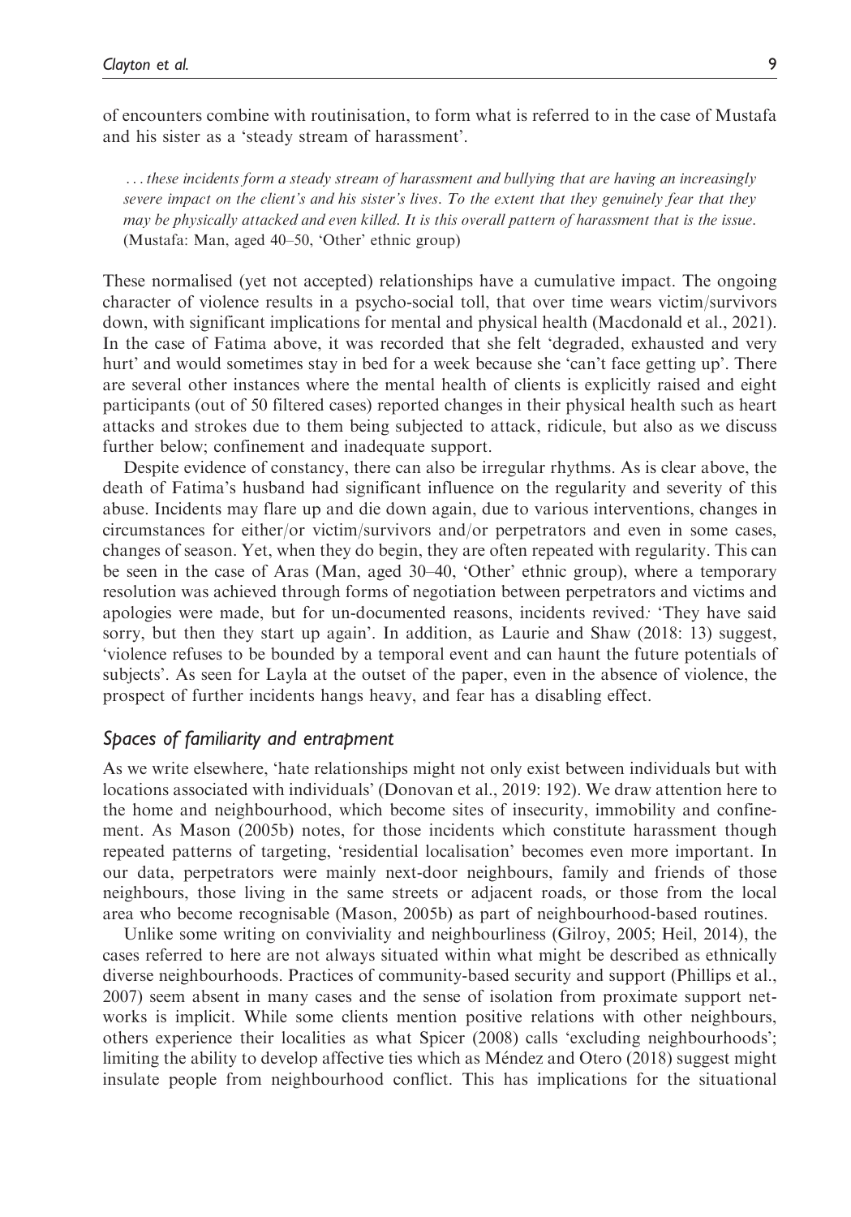of encounters combine with routinisation, to form what is referred to in the case of Mustafa and his sister as a 'steady stream of harassment'.

> *... these incidents form a steady stream of harassment and bullying that are having an increasingly severe impact on the client's and his sister's lives. To the extent that they genuinely fear that they may be physically attacked and even killed. It is this overall pattern of harassment that is the issue.* (Mustafa: Man, aged 40–50, 'Other' ethnic group)

These normalised (yet not accepted) relationships have a cumulative impact. The ongoing character of violence results in a psycho-social toll, that over time wears victim/survivors down, with significant implications for mental and physical health (Macdonald et al., 2021). In the case of Fatima above, it was recorded that she felt 'degraded, exhausted and very hurt' and would sometimes stay in bed for a week because she 'can't face getting up'. There are several other instances where the mental health of clients is explicitly raised and eight participants (out of 50 filtered cases) reported changes in their physical health such as heart attacks and strokes due to them being subjected to attack, ridicule, but also as we discuss further below; confinement and inadequate support.

Despite evidence of constancy, there can also be irregular rhythms. As is clear above, the death of Fatima's husband had significant influence on the regularity and severity of this abuse. Incidents may flare up and die down again, due to various interventions, changes in circumstances for either/or victim/survivors and/or perpetrators and even in some cases, changes of season. Yet, when they do begin, they are often repeated with regularity. This can be seen in the case of Aras (Man, aged 30–40, 'Other' ethnic group), where a temporary resolution was achieved through forms of negotiation between perpetrators and victims and apologies were made, but for un-documented reasons, incidents revived: 'They have said sorry, but then they start up again'. In addition, as Laurie and Shaw (2018: 13) suggest, 'violence refuses to be bounded by a temporal event and can haunt the future potentials of subjects'. As seen for Layla at the outset of the paper, even in the absence of violence, the prospect of further incidents hangs heavy, and fear has a disabling effect.

## *Spaces of familiarity and entrapment*

As we write elsewhere, 'hate relationships might not only exist between individuals but with locations associated with individuals' (Donovan et al., 2019: 192). We draw attention here to the home and neighbourhood, which become sites of insecurity, immobility and confinement. As Mason (2005b) notes, for those incidents which constitute harassment though repeated patterns of targeting, 'residential localisation' becomes even more important. In our data, perpetrators were mainly next-door neighbours, family and friends of those neighbours, those living in the same streets or adjacent roads, or those from the local area who become recognisable (Mason, 2005b) as part of neighbourhood-based routines.

Unlike some writing on conviviality and neighbourliness (Gilroy, 2005; Heil, 2014), the cases referred to here are not always situated within what might be described as ethnically diverse neighbourhoods. Practices of community-based security and support (Phillips et al., 2007) seem absent in many cases and the sense of isolation from proximate support networks is implicit. While some clients mention positive relations with other neighbours, others experience their localities as what Spicer (2008) calls 'excluding neighbourhoods'; limiting the ability to develop affective ties which as Méndez and Otero (2018) suggest might insulate people from neighbourhood conflict. This has implications for the situational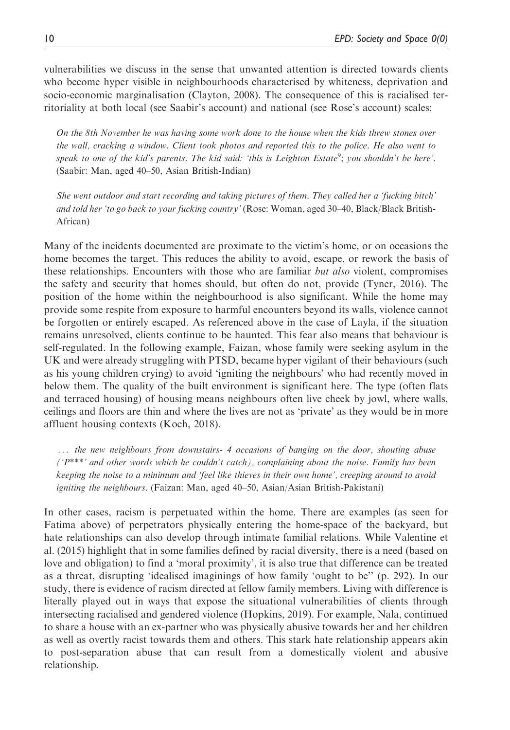vulnerabilities we discuss in the sense that unwanted attention is directed towards clients who become hyper visible in neighbourhoods characterised by whiteness, deprivation and socio-economic marginalisation (Clayton, 2008). The consequence of this is racialised territoriality at both local (see Saabir's account) and national (see Rose's account) scales:

> *On the 8th November he was having some work done to the house when the kids threw stones over the wall, cracking a window. Client took photos and reported this to the police. He also went to speak to one of the kid's parents. The kid said: 'this is Leighton Estate*[9]*; you shouldn't be here'.* (Saabir: Man, aged 40–50, Asian British-Indian)

> *She went outdoor and start recording and taking pictures of them. They called her a 'fucking bitch' and told her 'to go back to your fucking country'* (Rose: Woman, aged 30–40, Black/Black British-African)

Many of the incidents documented are proximate to the victim's home, or on occasions the home becomes the target. This reduces the ability to avoid, escape, or rework the basis of these relationships. Encounters with those who are familiar *but also* violent, compromises the safety and security that homes should, but often do not, provide (Tyner, 2016). The position of the home within the neighbourhood is also significant. While the home may provide some respite from exposure to harmful encounters beyond its walls, violence cannot be forgotten or entirely escaped. As referenced above in the case of Layla, if the situation remains unresolved, clients continue to be haunted. This fear also means that behaviour is self-regulated. In the following example, Faizan, whose family were seeking asylum in the UK and were already struggling with PTSD, became hyper vigilant of their behaviours (such as his young children crying) to avoid 'igniting the neighbours' who had recently moved in below them. The quality of the built environment is significant here. The type (often flats and terraced housing) of housing means neighbours often live cheek by jowl, where walls, ceilings and floors are thin and where the lives are not as 'private' as they would be in more affluent housing contexts (Koch, 2018).

> *… the new neighbours from downstairs- 4 occasions of banging on the door, shouting abuse ('P\*\*\*' and other words which he couldn't catch), complaining about the noise. Family has been keeping the noise to a minimum and 'feel like thieves in their own home', creeping around to avoid igniting the neighbours.* (Faizan: Man, aged 40–50, Asian/Asian British-Pakistani)

In other cases, racism is perpetuated within the home. There are examples (as seen for Fatima above) of perpetrators physically entering the home-space of the backyard, but hate relationships can also develop through intimate familial relations. While Valentine et al. (2015) highlight that in some families defined by racial diversity, there is a need (based on love and obligation) to find a 'moral proximity', it is also true that difference can be treated as a threat, disrupting 'idealised imaginings of how family 'ought to be'' (p. 292). In our study, there is evidence of racism directed at fellow family members. Living with difference is literally played out in ways that expose the situational vulnerabilities of clients through intersecting racialised and gendered violence (Hopkins, 2019). For example, Nala, continued to share a house with an ex-partner who was physically abusive towards her and her children as well as overtly racist towards them and others. This stark hate relationship appears akin to post-separation abuse that can result from a domestically violent and abusive relationship.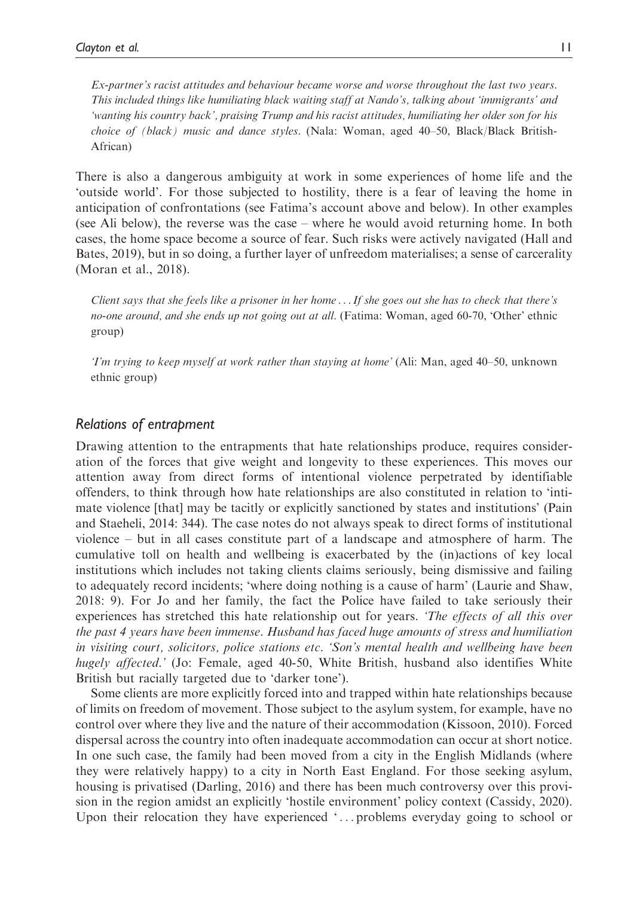*Ex-partner's racist attitudes and behaviour became worse and worse throughout the last two years. This included things like humiliating black waiting staff at Nando's, talking about 'immigrants' and 'wanting his country back', praising Trump and his racist attitudes, humiliating her older son for his choice of (black) music and dance styles.* (Nala: Woman, aged 40–50, Black/Black British-African)

There is also a dangerous ambiguity at work in some experiences of home life and the 'outside world'. For those subjected to hostility, there is a fear of leaving the home in anticipation of confrontations (see Fatima's account above and below). In other examples (see Ali below), the reverse was the case – where he would avoid returning home. In both cases, the home space become a source of fear. Such risks were actively navigated (Hall and Bates, 2019), but in so doing, a further layer of unfreedom materialises; a sense of carcerality (Moran et al., 2018).

> *Client says that she feels like a prisoner in her home . . . If she goes out she has to check that there's no-one around, and she ends up not going out at all.* (Fatima: Woman, aged 60-70, 'Other' ethnic group)

> *'I'm trying to keep myself at work rather than staying at home'* (Ali: Man, aged 40–50, unknown ethnic group)

### Relations of entrapment

Drawing attention to the entrapments that hate relationships produce, requires consideration of the forces that give weight and longevity to these experiences. This moves our attention away from direct forms of intentional violence perpetrated by identifiable offenders, to think through how hate relationships are also constituted in relation to 'intimate violence [that] may be tacitly or explicitly sanctioned by states and institutions' (Pain and Staeheli, 2014: 344). The case notes do not always speak to direct forms of institutional violence – but in all cases constitute part of a landscape and atmosphere of harm. The cumulative toll on health and wellbeing is exacerbated by the (in)actions of key local institutions which includes not taking clients claims seriously, being dismissive and failing to adequately record incidents; 'where doing nothing is a cause of harm' (Laurie and Shaw, 2018: 9). For Jo and her family, the fact the Police have failed to take seriously their experiences has stretched this hate relationship out for years. *'The effects of all this over the past 4 years have been immense. Husband has faced huge amounts of stress and humiliation in visiting court, solicitors, police stations etc. 'Son's mental health and wellbeing have been hugely affected.'* (Jo: Female, aged 40-50, White British, husband also identifies White British but racially targeted due to 'darker tone').

Some clients are more explicitly forced into and trapped within hate relationships because of limits on freedom of movement. Those subject to the asylum system, for example, have no control over where they live and the nature of their accommodation (Kissoon, 2010). Forced dispersal across the country into often inadequate accommodation can occur at short notice. In one such case, the family had been moved from a city in the English Midlands (where they were relatively happy) to a city in North East England. For those seeking asylum, housing is privatised (Darling, 2016) and there has been much controversy over this provision in the region amidst an explicitly 'hostile environment' policy context (Cassidy, 2020). Upon their relocation they have experienced '. . . problems everyday going to school or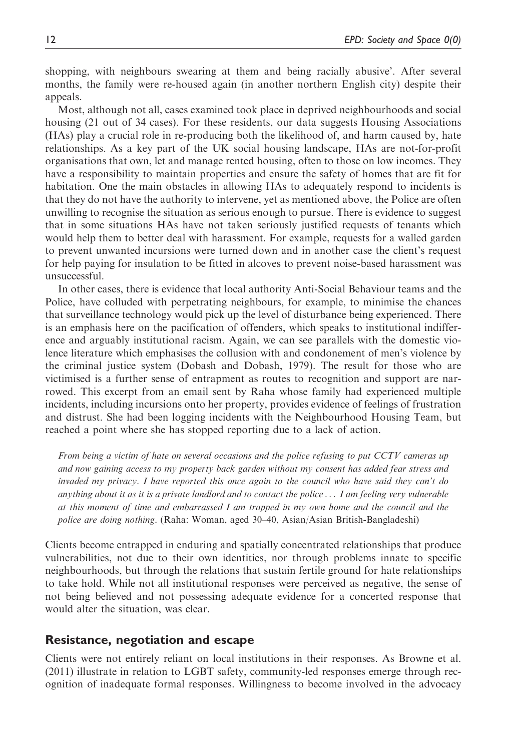shopping, with neighbours swearing at them and being racially abusive'. After several months, the family were re-housed again (in another northern English city) despite their appeals.

Most, although not all, cases examined took place in deprived neighbourhoods and social housing (21 out of 34 cases). For these residents, our data suggests Housing Associations (HAs) play a crucial role in re-producing both the likelihood of, and harm caused by, hate relationships. As a key part of the UK social housing landscape, HAs are not-for-profit organisations that own, let and manage rented housing, often to those on low incomes. They have a responsibility to maintain properties and ensure the safety of homes that are fit for habitation. One the main obstacles in allowing HAs to adequately respond to incidents is that they do not have the authority to intervene, yet as mentioned above, the Police are often unwilling to recognise the situation as serious enough to pursue. There is evidence to suggest that in some situations HAs have not taken seriously justified requests of tenants which would help them to better deal with harassment. For example, requests for a walled garden to prevent unwanted incursions were turned down and in another case the client's request for help paying for insulation to be fitted in alcoves to prevent noise-based harassment was unsuccessful.

In other cases, there is evidence that local authority Anti-Social Behaviour teams and the Police, have colluded with perpetrating neighbours, for example, to minimise the chances that surveillance technology would pick up the level of disturbance being experienced. There is an emphasis here on the pacification of offenders, which speaks to institutional indifference and arguably institutional racism. Again, we can see parallels with the domestic violence literature which emphasises the collusion with and condonement of men's violence by the criminal justice system (Dobash and Dobash, 1979). The result for those who are victimised is a further sense of entrapment as routes to recognition and support are narrowed. This excerpt from an email sent by Raha whose family had experienced multiple incidents, including incursions onto her property, provides evidence of feelings of frustration and distrust. She had been logging incidents with the Neighbourhood Housing Team, but reached a point where she has stopped reporting due to a lack of action.

> *From being a victim of hate on several occasions and the police refusing to put CCTV cameras up and now gaining access to my property back garden without my consent has added fear stress and invaded my privacy. I have reported this once again to the council who have said they can't do anything about it as it is a private landlord and to contact the police ... I am feeling very vulnerable at this moment of time and embarrassed I am trapped in my own home and the council and the police are doing nothing.* (Raha: Woman, aged 30–40, Asian/Asian British-Bangladeshi)

Clients become entrapped in enduring and spatially concentrated relationships that produce vulnerabilities, not due to their own identities, nor through problems innate to specific neighbourhoods, but through the relations that sustain fertile ground for hate relationships to take hold. While not all institutional responses were perceived as negative, the sense of not being believed and not possessing adequate evidence for a concerted response that would alter the situation, was clear.

## Resistance, negotiation and escape

Clients were not entirely reliant on local institutions in their responses. As Browne et al. (2011) illustrate in relation to LGBT safety, community-led responses emerge through recognition of inadequate formal responses. Willingness to become involved in the advocacy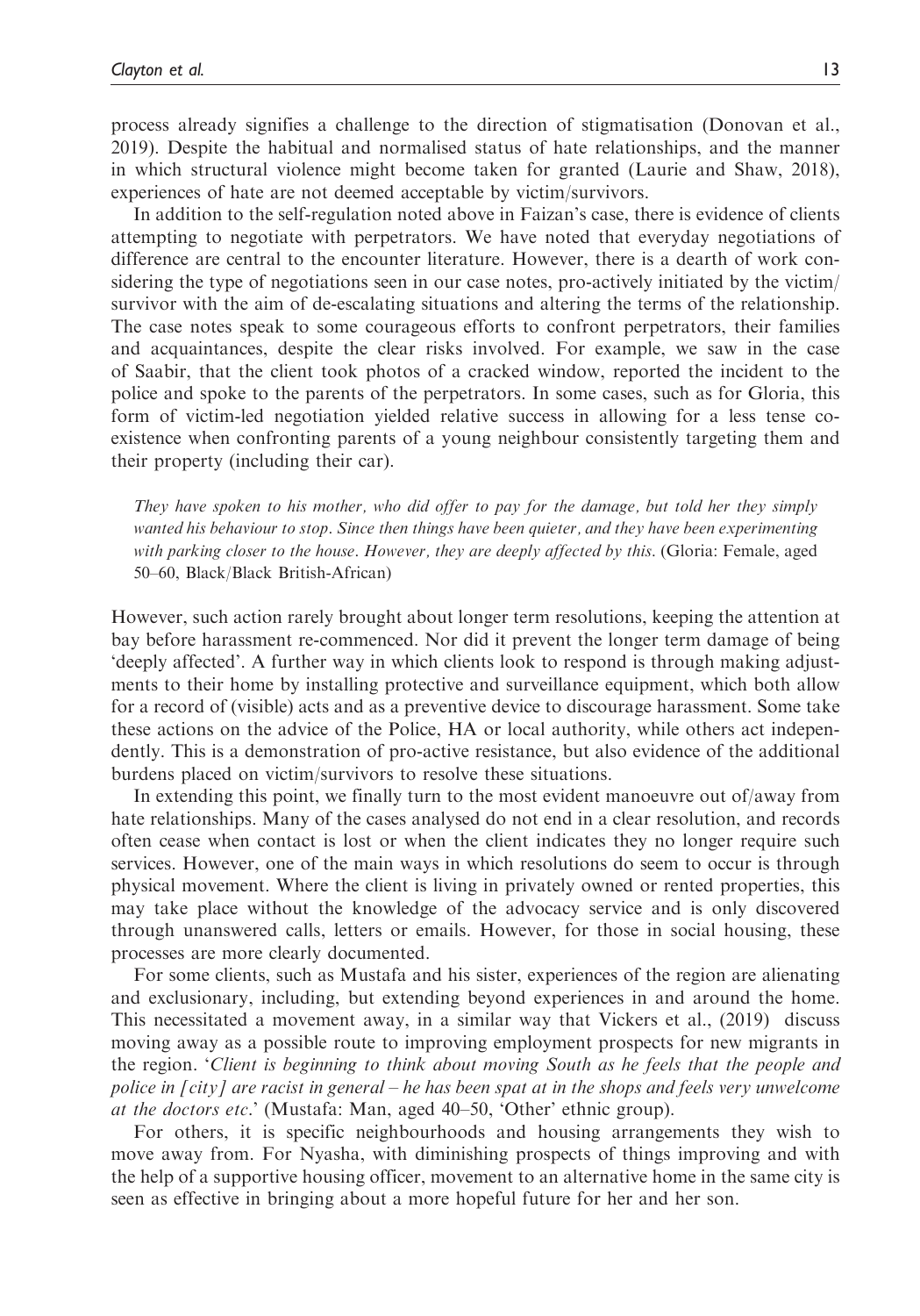process already signifies a challenge to the direction of stigmatisation (Donovan et al., 2019). Despite the habitual and normalised status of hate relationships, and the manner in which structural violence might become taken for granted (Laurie and Shaw, 2018), experiences of hate are not deemed acceptable by victim/survivors.

In addition to the self-regulation noted above in Faizan's case, there is evidence of clients attempting to negotiate with perpetrators. We have noted that everyday negotiations of difference are central to the encounter literature. However, there is a dearth of work considering the type of negotiations seen in our case notes, pro-actively initiated by the victim/survivor with the aim of de-escalating situations and altering the terms of the relationship. The case notes speak to some courageous efforts to confront perpetrators, their families and acquaintances, despite the clear risks involved. For example, we saw in the case of Saabir, that the client took photos of a cracked window, reported the incident to the police and spoke to the parents of the perpetrators. In some cases, such as for Gloria, this form of victim-led negotiation yielded relative success in allowing for a less tense co-existence when confronting parents of a young neighbour consistently targeting them and their property (including their car).

> *They have spoken to his mother, who did offer to pay for the damage, but told her they simply wanted his behaviour to stop. Since then things have been quieter, and they have been experimenting with parking closer to the house. However, they are deeply affected by this.* (Gloria: Female, aged 50–60, Black/Black British-African)

However, such action rarely brought about longer term resolutions, keeping the attention at bay before harassment re-commenced. Nor did it prevent the longer term damage of being 'deeply affected'. A further way in which clients look to respond is through making adjustments to their home by installing protective and surveillance equipment, which both allow for a record of (visible) acts and as a preventive device to discourage harassment. Some take these actions on the advice of the Police, HA or local authority, while others act independently. This is a demonstration of pro-active resistance, but also evidence of the additional burdens placed on victim/survivors to resolve these situations.

In extending this point, we finally turn to the most evident manoeuvre out of/away from hate relationships. Many of the cases analysed do not end in a clear resolution, and records often cease when contact is lost or when the client indicates they no longer require such services. However, one of the main ways in which resolutions do seem to occur is through physical movement. Where the client is living in privately owned or rented properties, this may take place without the knowledge of the advocacy service and is only discovered through unanswered calls, letters or emails. However, for those in social housing, these processes are more clearly documented.

For some clients, such as Mustafa and his sister, experiences of the region are alienating and exclusionary, including, but extending beyond experiences in and around the home. This necessitated a movement away, in a similar way that Vickers et al., (2019) discuss moving away as a possible route to improving employment prospects for new migrants in the region. '*Client is beginning to think about moving South as he feels that the people and police in [city] are racist in general – he has been spat at in the shops and feels very unwelcome at the doctors etc.*' (Mustafa: Man, aged 40–50, 'Other' ethnic group).

For others, it is specific neighbourhoods and housing arrangements they wish to move away from. For Nyasha, with diminishing prospects of things improving and with the help of a supportive housing officer, movement to an alternative home in the same city is seen as effective in bringing about a more hopeful future for her and her son.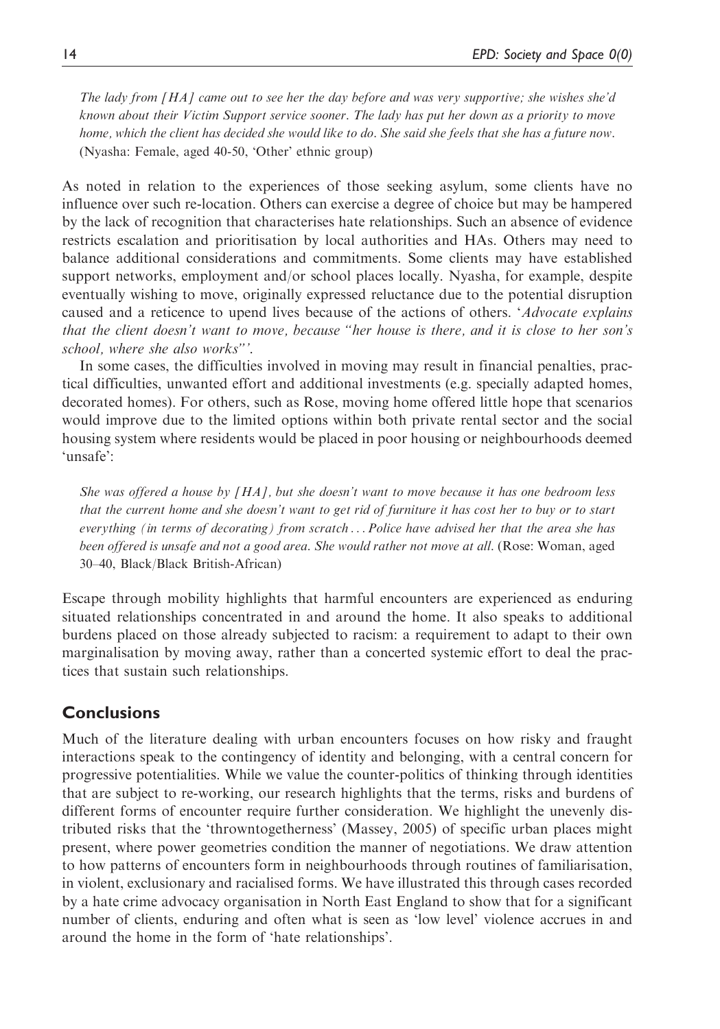*The lady from [HA] came out to see her the day before and was very supportive; she wishes she'd known about their Victim Support service sooner. The lady has put her down as a priority to move home, which the client has decided she would like to do. She said she feels that she has a future now.* (Nyasha: Female, aged 40-50, 'Other' ethnic group)

As noted in relation to the experiences of those seeking asylum, some clients have no influence over such re-location. Others can exercise a degree of choice but may be hampered by the lack of recognition that characterises hate relationships. Such an absence of evidence restricts escalation and prioritisation by local authorities and HAs. Others may need to balance additional considerations and commitments. Some clients may have established support networks, employment and/or school places locally. Nyasha, for example, despite eventually wishing to move, originally expressed reluctance due to the potential disruption caused and a reticence to upend lives because of the actions of others. '*Advocate explains that the client doesn't want to move, because "her house is there, and it is close to her son's school, where she also works"*'.

In some cases, the difficulties involved in moving may result in financial penalties, practical difficulties, unwanted effort and additional investments (e.g. specially adapted homes, decorated homes). For others, such as Rose, moving home offered little hope that scenarios would improve due to the limited options within both private rental sector and the social housing system where residents would be placed in poor housing or neighbourhoods deemed 'unsafe':

*She was offered a house by [HA], but she doesn't want to move because it has one bedroom less that the current home and she doesn't want to get rid of furniture it has cost her to buy or to start everything (in terms of decorating) from scratch ... Police have advised her that the area she has been offered is unsafe and not a good area. She would rather not move at all.* (Rose: Woman, aged 30–40, Black/Black British-African)

Escape through mobility highlights that harmful encounters are experienced as enduring situated relationships concentrated in and around the home. It also speaks to additional burdens placed on those already subjected to racism: a requirement to adapt to their own marginalisation by moving away, rather than a concerted systemic effort to deal the practices that sustain such relationships.

## Conclusions

Much of the literature dealing with urban encounters focuses on how risky and fraught interactions speak to the contingency of identity and belonging, with a central concern for progressive potentialities. While we value the counter-politics of thinking through identities that are subject to re-working, our research highlights that the terms, risks and burdens of different forms of encounter require further consideration. We highlight the unevenly distributed risks that the 'throwntogetherness' (Massey, 2005) of specific urban places might present, where power geometries condition the manner of negotiations. We draw attention to how patterns of encounters form in neighbourhoods through routines of familiarisation, in violent, exclusionary and racialised forms. We have illustrated this through cases recorded by a hate crime advocacy organisation in North East England to show that for a significant number of clients, enduring and often what is seen as 'low level' violence accrues in and around the home in the form of 'hate relationships'.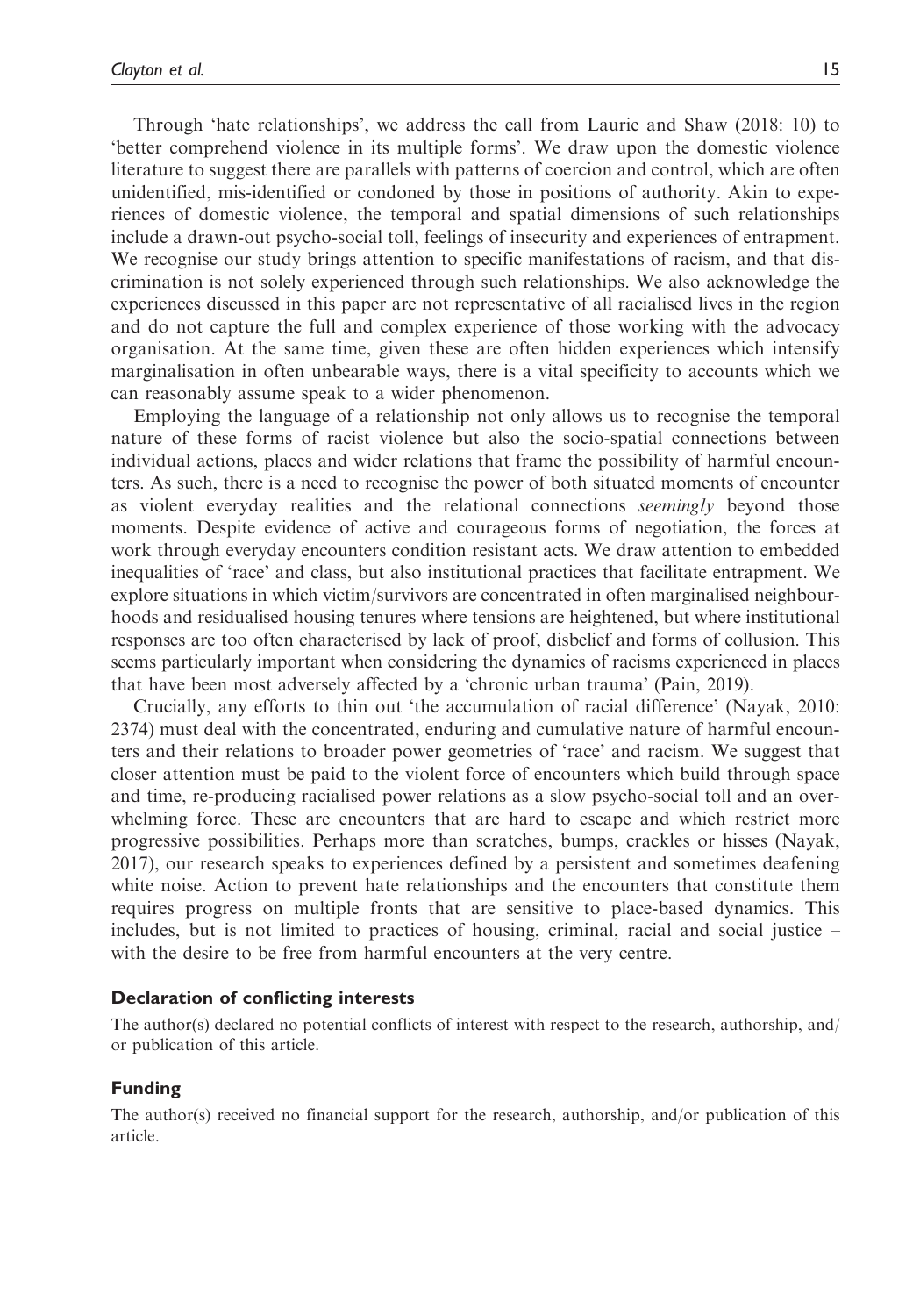Through 'hate relationships', we address the call from Laurie and Shaw (2018: 10) to 'better comprehend violence in its multiple forms'. We draw upon the domestic violence literature to suggest there are parallels with patterns of coercion and control, which are often unidentified, mis-identified or condoned by those in positions of authority. Akin to experiences of domestic violence, the temporal and spatial dimensions of such relationships include a drawn-out psycho-social toll, feelings of insecurity and experiences of entrapment. We recognise our study brings attention to specific manifestations of racism, and that discrimination is not solely experienced through such relationships. We also acknowledge the experiences discussed in this paper are not representative of all racialised lives in the region and do not capture the full and complex experience of those working with the advocacy organisation. At the same time, given these are often hidden experiences which intensify marginalisation in often unbearable ways, there is a vital specificity to accounts which we can reasonably assume speak to a wider phenomenon.

Employing the language of a relationship not only allows us to recognise the temporal nature of these forms of racist violence but also the socio-spatial connections between individual actions, places and wider relations that frame the possibility of harmful encounters. As such, there is a need to recognise the power of both situated moments of encounter as violent everyday realities and the relational connections *seemingly* beyond those moments. Despite evidence of active and courageous forms of negotiation, the forces at work through everyday encounters condition resistant acts. We draw attention to embedded inequalities of 'race' and class, but also institutional practices that facilitate entrapment. We explore situations in which victim/survivors are concentrated in often marginalised neighbourhoods and residualised housing tenures where tensions are heightened, but where institutional responses are too often characterised by lack of proof, disbelief and forms of collusion. This seems particularly important when considering the dynamics of racisms experienced in places that have been most adversely affected by a 'chronic urban trauma' (Pain, 2019).

Crucially, any efforts to thin out 'the accumulation of racial difference' (Nayak, 2010: 2374) must deal with the concentrated, enduring and cumulative nature of harmful encounters and their relations to broader power geometries of 'race' and racism. We suggest that closer attention must be paid to the violent force of encounters which build through space and time, re-producing racialised power relations as a slow psycho-social toll and an overwhelming force. These are encounters that are hard to escape and which restrict more progressive possibilities. Perhaps more than scratches, bumps, crackles or hisses (Nayak, 2017), our research speaks to experiences defined by a persistent and sometimes deafening white noise. Action to prevent hate relationships and the encounters that constitute them requires progress on multiple fronts that are sensitive to place-based dynamics. This includes, but is not limited to practices of housing, criminal, racial and social justice – with the desire to be free from harmful encounters at the very centre.

#### Declaration of conflicting interests

The author(s) declared no potential conflicts of interest with respect to the research, authorship, and/or publication of this article.

#### Funding

The author(s) received no financial support for the research, authorship, and/or publication of this article.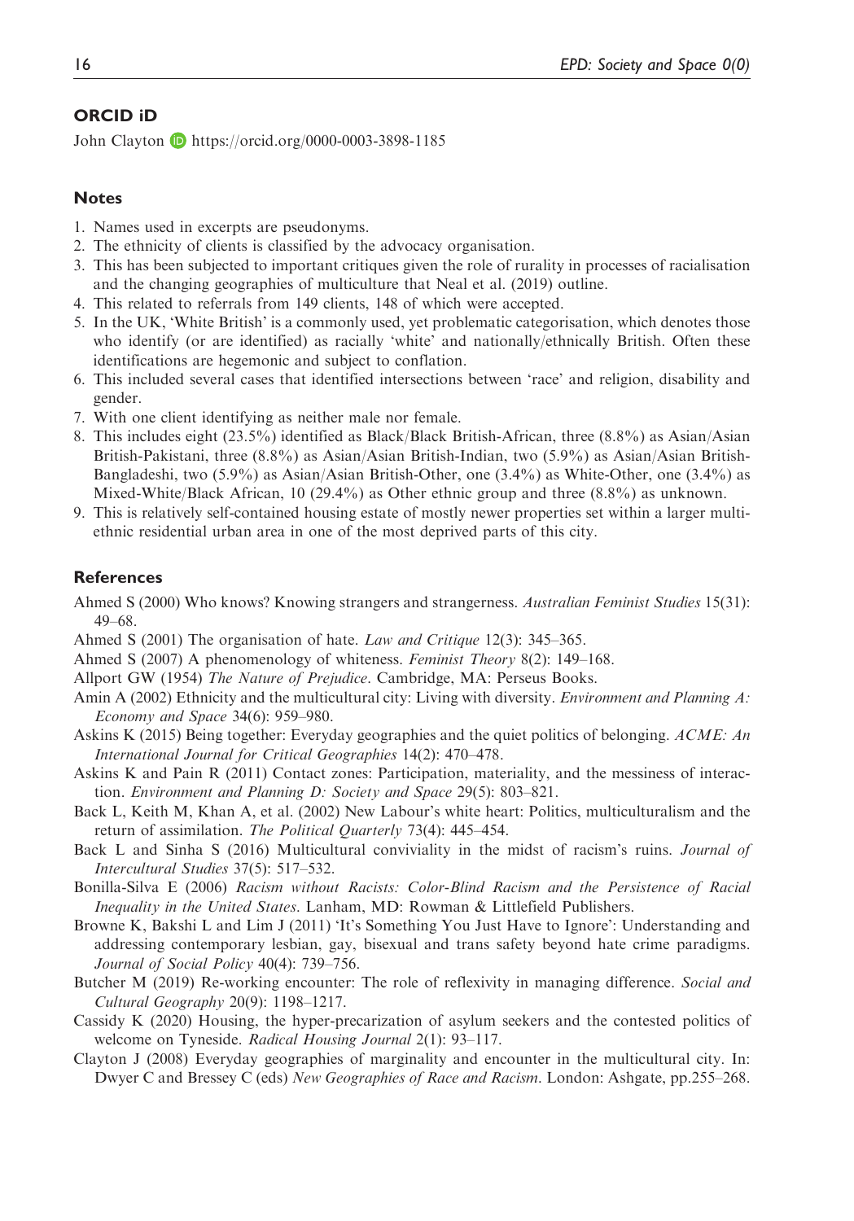## ORCID iD

John Clayton https://orcid.org/0000-0003-3898-1185

## Notes

1. Names used in excerpts are pseudonyms.
2. The ethnicity of clients is classified by the advocacy organisation.
3. This has been subjected to important critiques given the role of rurality in processes of racialisation and the changing geographies of multiculture that Neal et al. (2019) outline.
4. This related to referrals from 149 clients, 148 of which were accepted.
5. In the UK, 'White British' is a commonly used, yet problematic categorisation, which denotes those who identify (or are identified) as racially 'white' and nationally/ethnically British. Often these identifications are hegemonic and subject to conflation.
6. This included several cases that identified intersections between 'race' and religion, disability and gender.
7. With one client identifying as neither male nor female.
8. This includes eight (23.5%) identified as Black/Black British-African, three (8.8%) as Asian/Asian British-Pakistani, three (8.8%) as Asian/Asian British-Indian, two (5.9%) as Asian/Asian British-Bangladeshi, two (5.9%) as Asian/Asian British-Other, one (3.4%) as White-Other, one (3.4%) as Mixed-White/Black African, 10 (29.4%) as Other ethnic group and three (8.8%) as unknown.
9. This is relatively self-contained housing estate of mostly newer properties set within a larger multi-ethnic residential urban area in one of the most deprived parts of this city.

## References

Ahmed S (2000) Who knows? Knowing strangers and strangerness. *Australian Feminist Studies* 15(31): 49–68.

Ahmed S (2001) The organisation of hate. *Law and Critique* 12(3): 345–365.

Ahmed S (2007) A phenomenology of whiteness. *Feminist Theory* 8(2): 149–168.

Allport GW (1954) *The Nature of Prejudice*. Cambridge, MA: Perseus Books.

Amin A (2002) Ethnicity and the multicultural city: Living with diversity. *Environment and Planning A: Economy and Space* 34(6): 959–980.

Askins K (2015) Being together: Everyday geographies and the quiet politics of belonging. *ACME: An International Journal for Critical Geographies* 14(2): 470–478.

Askins K and Pain R (2011) Contact zones: Participation, materiality, and the messiness of interaction. *Environment and Planning D: Society and Space* 29(5): 803–821.

Back L, Keith M, Khan A, et al. (2002) New Labour's white heart: Politics, multiculturalism and the return of assimilation. *The Political Quarterly* 73(4): 445–454.

Back L and Sinha S (2016) Multicultural conviviality in the midst of racism's ruins. *Journal of Intercultural Studies* 37(5): 517–532.

Bonilla-Silva E (2006) *Racism without Racists: Color-Blind Racism and the Persistence of Racial Inequality in the United States*. Lanham, MD: Rowman & Littlefield Publishers.

Browne K, Bakshi L and Lim J (2011) 'It's Something You Just Have to Ignore': Understanding and addressing contemporary lesbian, gay, bisexual and trans safety beyond hate crime paradigms. *Journal of Social Policy* 40(4): 739–756.

Butcher M (2019) Re-working encounter: The role of reflexivity in managing difference. *Social and Cultural Geography* 20(9): 1198–1217.

Cassidy K (2020) Housing, the hyper-precarization of asylum seekers and the contested politics of welcome on Tyneside. *Radical Housing Journal* 2(1): 93–117.

Clayton J (2008) Everyday geographies of marginality and encounter in the multicultural city. In: Dwyer C and Bressey C (eds) *New Geographies of Race and Racism*. London: Ashgate, pp.255–268.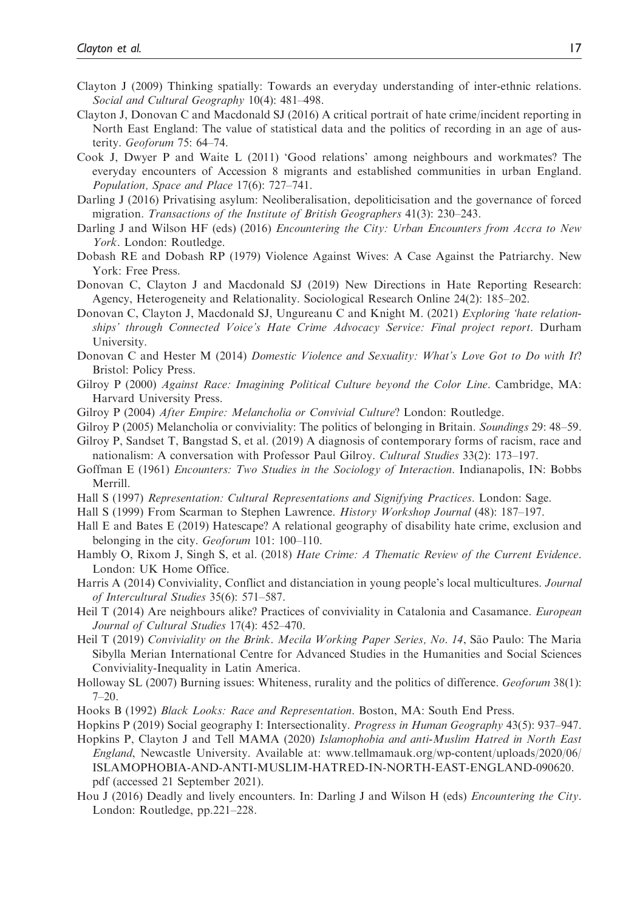Clayton J (2009) Thinking spatially: Towards an everyday understanding of inter-ethnic relations. *Social and Cultural Geography* 10(4): 481–498.

Clayton J, Donovan C and Macdonald SJ (2016) A critical portrait of hate crime/incident reporting in North East England: The value of statistical data and the politics of recording in an age of austerity. *Geoforum* 75: 64–74.

Cook J, Dwyer P and Waite L (2011) 'Good relations' among neighbours and workmates? The everyday encounters of Accession 8 migrants and established communities in urban England. *Population, Space and Place* 17(6): 727–741.

Darling J (2016) Privatising asylum: Neoliberalisation, depoliticisation and the governance of forced migration. *Transactions of the Institute of British Geographers* 41(3): 230–243.

Darling J and Wilson HF (eds) (2016) *Encountering the City: Urban Encounters from Accra to New York*. London: Routledge.

Dobash RE and Dobash RP (1979) Violence Against Wives: A Case Against the Patriarchy. New York: Free Press.

Donovan C, Clayton J and Macdonald SJ (2019) New Directions in Hate Reporting Research: Agency, Heterogeneity and Relationality. Sociological Research Online 24(2): 185–202.

Donovan C, Clayton J, Macdonald SJ, Ungureanu C and Knight M. (2021) *Exploring 'hate relationships' through Connected Voice's Hate Crime Advocacy Service: Final project report*. Durham University.

Donovan C and Hester M (2014) *Domestic Violence and Sexuality: What's Love Got to Do with It*? Bristol: Policy Press.

Gilroy P (2000) *Against Race: Imagining Political Culture beyond the Color Line*. Cambridge, MA: Harvard University Press.

Gilroy P (2004) *After Empire: Melancholia or Convivial Culture*? London: Routledge.

Gilroy P (2005) Melancholia or conviviality: The politics of belonging in Britain. *Soundings* 29: 48–59.

Gilroy P, Sandset T, Bangstad S, et al. (2019) A diagnosis of contemporary forms of racism, race and nationalism: A conversation with Professor Paul Gilroy. *Cultural Studies* 33(2): 173–197.

Goffman E (1961) *Encounters: Two Studies in the Sociology of Interaction*. Indianapolis, IN: Bobbs Merrill.

Hall S (1997) *Representation: Cultural Representations and Signifying Practices*. London: Sage.

Hall S (1999) From Scarman to Stephen Lawrence. *History Workshop Journal* (48): 187–197.

Hall E and Bates E (2019) Hatescape? A relational geography of disability hate crime, exclusion and belonging in the city. *Geoforum* 101: 100–110.

Hambly O, Rixom J, Singh S, et al. (2018) *Hate Crime: A Thematic Review of the Current Evidence*. London: UK Home Office.

Harris A (2014) Conviviality, Conflict and distanciation in young people's local multicultures. *Journal of Intercultural Studies* 35(6): 571–587.

Heil T (2014) Are neighbours alike? Practices of conviviality in Catalonia and Casamance. *European Journal of Cultural Studies* 17(4): 452–470.

Heil T (2019) *Conviviality on the Brink*. *Mecila Working Paper Series, No. 14*, São Paulo: The Maria Sibylla Merian International Centre for Advanced Studies in the Humanities and Social Sciences Conviviality-Inequality in Latin America.

Holloway SL (2007) Burning issues: Whiteness, rurality and the politics of difference. *Geoforum* 38(1): 7–20.

Hooks B (1992) *Black Looks: Race and Representation*. Boston, MA: South End Press.

Hopkins P (2019) Social geography I: Intersectionality. *Progress in Human Geography* 43(5): 937–947.

Hopkins P, Clayton J and Tell MAMA (2020) *Islamophobia and anti-Muslim Hatred in North East England*, Newcastle University. Available at: www.tellmamauk.org/wp-content/uploads/2020/06/ISLAMOPHOBIA-AND-ANTI-MUSLIM-HATRED-IN-NORTH-EAST-ENGLAND-090620.pdf (accessed 21 September 2021).

Hou J (2016) Deadly and lively encounters. In: Darling J and Wilson H (eds) *Encountering the City*. London: Routledge, pp.221–228.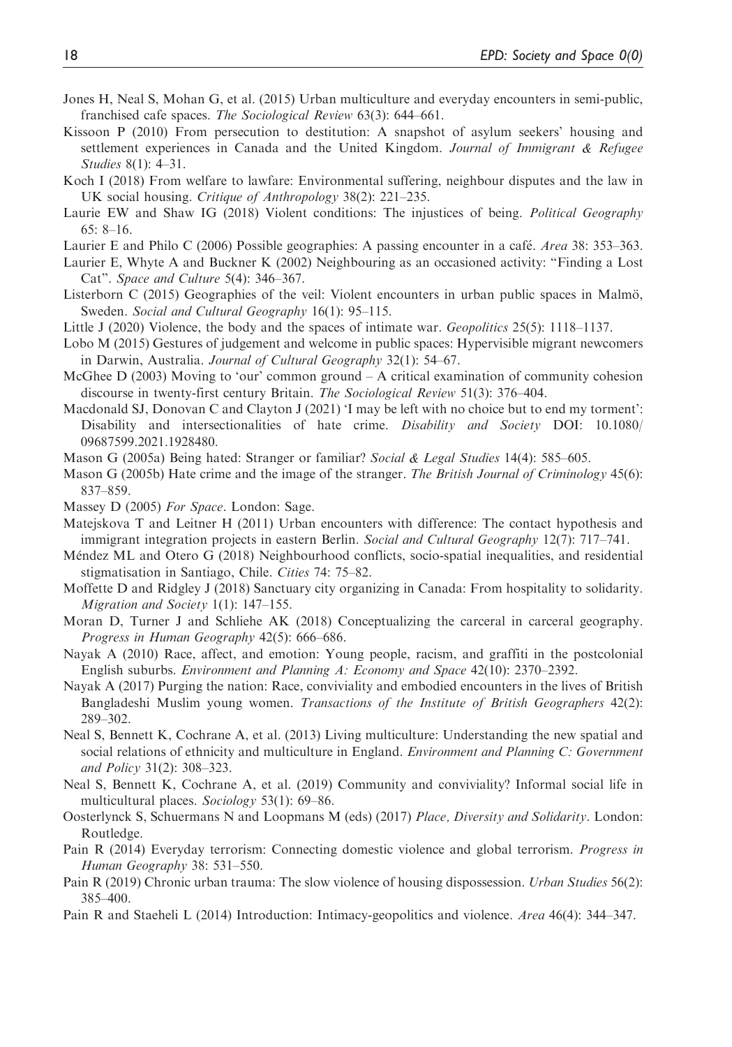Jones H, Neal S, Mohan G, et al. (2015) Urban multiculture and everyday encounters in semi-public, franchised cafe spaces. *The Sociological Review* 63(3): 644–661.

Kissoon P (2010) From persecution to destitution: A snapshot of asylum seekers' housing and settlement experiences in Canada and the United Kingdom. *Journal of Immigrant & Refugee Studies* 8(1): 4–31.

Koch I (2018) From welfare to lawfare: Environmental suffering, neighbour disputes and the law in UK social housing. *Critique of Anthropology* 38(2): 221–235.

Laurie EW and Shaw IG (2018) Violent conditions: The injustices of being. *Political Geography* 65: 8–16.

Laurier E and Philo C (2006) Possible geographies: A passing encounter in a café. *Area* 38: 353–363.

Laurier E, Whyte A and Buckner K (2002) Neighbouring as an occasioned activity: "Finding a Lost Cat". *Space and Culture* 5(4): 346–367.

Listerborn C (2015) Geographies of the veil: Violent encounters in urban public spaces in Malmö, Sweden. *Social and Cultural Geography* 16(1): 95–115.

Little J (2020) Violence, the body and the spaces of intimate war. *Geopolitics* 25(5): 1118–1137.

Lobo M (2015) Gestures of judgement and welcome in public spaces: Hypervisible migrant newcomers in Darwin, Australia. *Journal of Cultural Geography* 32(1): 54–67.

McGhee D (2003) Moving to 'our' common ground – A critical examination of community cohesion discourse in twenty-first century Britain. *The Sociological Review* 51(3): 376–404.

Macdonald SJ, Donovan C and Clayton J (2021) 'I may be left with no choice but to end my torment': Disability and intersectionalities of hate crime. *Disability and Society* DOI: 10.1080/09687599.2021.1928480.

Mason G (2005a) Being hated: Stranger or familiar? *Social & Legal Studies* 14(4): 585–605.

Mason G (2005b) Hate crime and the image of the stranger. *The British Journal of Criminology* 45(6): 837–859.

Massey D (2005) *For Space*. London: Sage.

Matejskova T and Leitner H (2011) Urban encounters with difference: The contact hypothesis and immigrant integration projects in eastern Berlin. *Social and Cultural Geography* 12(7): 717–741.

Méndez ML and Otero G (2018) Neighbourhood conflicts, socio-spatial inequalities, and residential stigmatisation in Santiago, Chile. *Cities* 74: 75–82.

Moffette D and Ridgley J (2018) Sanctuary city organizing in Canada: From hospitality to solidarity. *Migration and Society* 1(1): 147–155.

Moran D, Turner J and Schliehe AK (2018) Conceptualizing the carceral in carceral geography. *Progress in Human Geography* 42(5): 666–686.

Nayak A (2010) Race, affect, and emotion: Young people, racism, and graffiti in the postcolonial English suburbs. *Environment and Planning A: Economy and Space* 42(10): 2370–2392.

Nayak A (2017) Purging the nation: Race, conviviality and embodied encounters in the lives of British Bangladeshi Muslim young women. *Transactions of the Institute of British Geographers* 42(2): 289–302.

Neal S, Bennett K, Cochrane A, et al. (2013) Living multiculture: Understanding the new spatial and social relations of ethnicity and multiculture in England. *Environment and Planning C: Government and Policy* 31(2): 308–323.

Neal S, Bennett K, Cochrane A, et al. (2019) Community and conviviality? Informal social life in multicultural places. *Sociology* 53(1): 69–86.

Oosterlynck S, Schuermans N and Loopmans M (eds) (2017) *Place, Diversity and Solidarity*. London: Routledge.

Pain R (2014) Everyday terrorism: Connecting domestic violence and global terrorism. *Progress in Human Geography* 38: 531–550.

Pain R (2019) Chronic urban trauma: The slow violence of housing dispossession. *Urban Studies* 56(2): 385–400.

Pain R and Staeheli L (2014) Introduction: Intimacy-geopolitics and violence. *Area* 46(4): 344–347.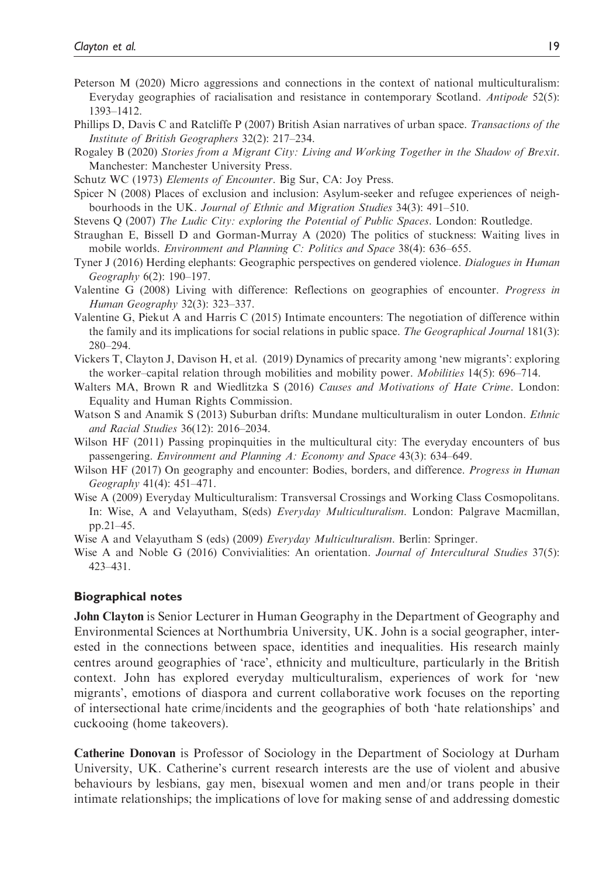Peterson M (2020) Micro aggressions and connections in the context of national multiculturalism: Everyday geographies of racialisation and resistance in contemporary Scotland. *Antipode* 52(5): 1393–1412.

Phillips D, Davis C and Ratcliffe P (2007) British Asian narratives of urban space. *Transactions of the Institute of British Geographers* 32(2): 217–234.

Rogaley B (2020) *Stories from a Migrant City: Living and Working Together in the Shadow of Brexit*. Manchester: Manchester University Press.

Schutz WC (1973) *Elements of Encounter*. Big Sur, CA: Joy Press.

Spicer N (2008) Places of exclusion and inclusion: Asylum-seeker and refugee experiences of neighbourhoods in the UK. *Journal of Ethnic and Migration Studies* 34(3): 491–510.

Stevens Q (2007) *The Ludic City: exploring the Potential of Public Spaces*. London: Routledge.

Straughan E, Bissell D and Gorman-Murray A (2020) The politics of stuckness: Waiting lives in mobile worlds. *Environment and Planning C: Politics and Space* 38(4): 636–655.

Tyner J (2016) Herding elephants: Geographic perspectives on gendered violence. *Dialogues in Human Geography* 6(2): 190–197.

Valentine G (2008) Living with difference: Reflections on geographies of encounter. *Progress in Human Geography* 32(3): 323–337.

Valentine G, Piekut A and Harris C (2015) Intimate encounters: The negotiation of difference within the family and its implications for social relations in public space. *The Geographical Journal* 181(3): 280–294.

Vickers T, Clayton J, Davison H, et al. (2019) Dynamics of precarity among 'new migrants': exploring the worker–capital relation through mobilities and mobility power. *Mobilities* 14(5): 696–714.

Walters MA, Brown R and Wiedlitzka S (2016) *Causes and Motivations of Hate Crime*. London: Equality and Human Rights Commission.

Watson S and Anamik S (2013) Suburban drifts: Mundane multiculturalism in outer London. *Ethnic and Racial Studies* 36(12): 2016–2034.

Wilson HF (2011) Passing propinquities in the multicultural city: The everyday encounters of bus passengering. *Environment and Planning A: Economy and Space* 43(3): 634–649.

Wilson HF (2017) On geography and encounter: Bodies, borders, and difference. *Progress in Human Geography* 41(4): 451–471.

Wise A (2009) Everyday Multiculturalism: Transversal Crossings and Working Class Cosmopolitans. In: Wise, A and Velayutham, S(eds) *Everyday Multiculturalism*. London: Palgrave Macmillan, pp.21–45.

Wise A and Velayutham S (eds) (2009) *Everyday Multiculturalism*. Berlin: Springer.

Wise A and Noble G (2016) Convivialities: An orientation. *Journal of Intercultural Studies* 37(5): 423–431.

## Biographical notes

**John Clayton** is Senior Lecturer in Human Geography in the Department of Geography and Environmental Sciences at Northumbria University, UK. John is a social geographer, interested in the connections between space, identities and inequalities. His research mainly centres around geographies of 'race', ethnicity and multiculture, particularly in the British context. John has explored everyday multiculturalism, experiences of work for 'new migrants', emotions of diaspora and current collaborative work focuses on the reporting of intersectional hate crime/incidents and the geographies of both 'hate relationships' and cuckooing (home takeovers).

**Catherine Donovan** is Professor of Sociology in the Department of Sociology at Durham University, UK. Catherine's current research interests are the use of violent and abusive behaviours by lesbians, gay men, bisexual women and men and/or trans people in their intimate relationships; the implications of love for making sense of and addressing domestic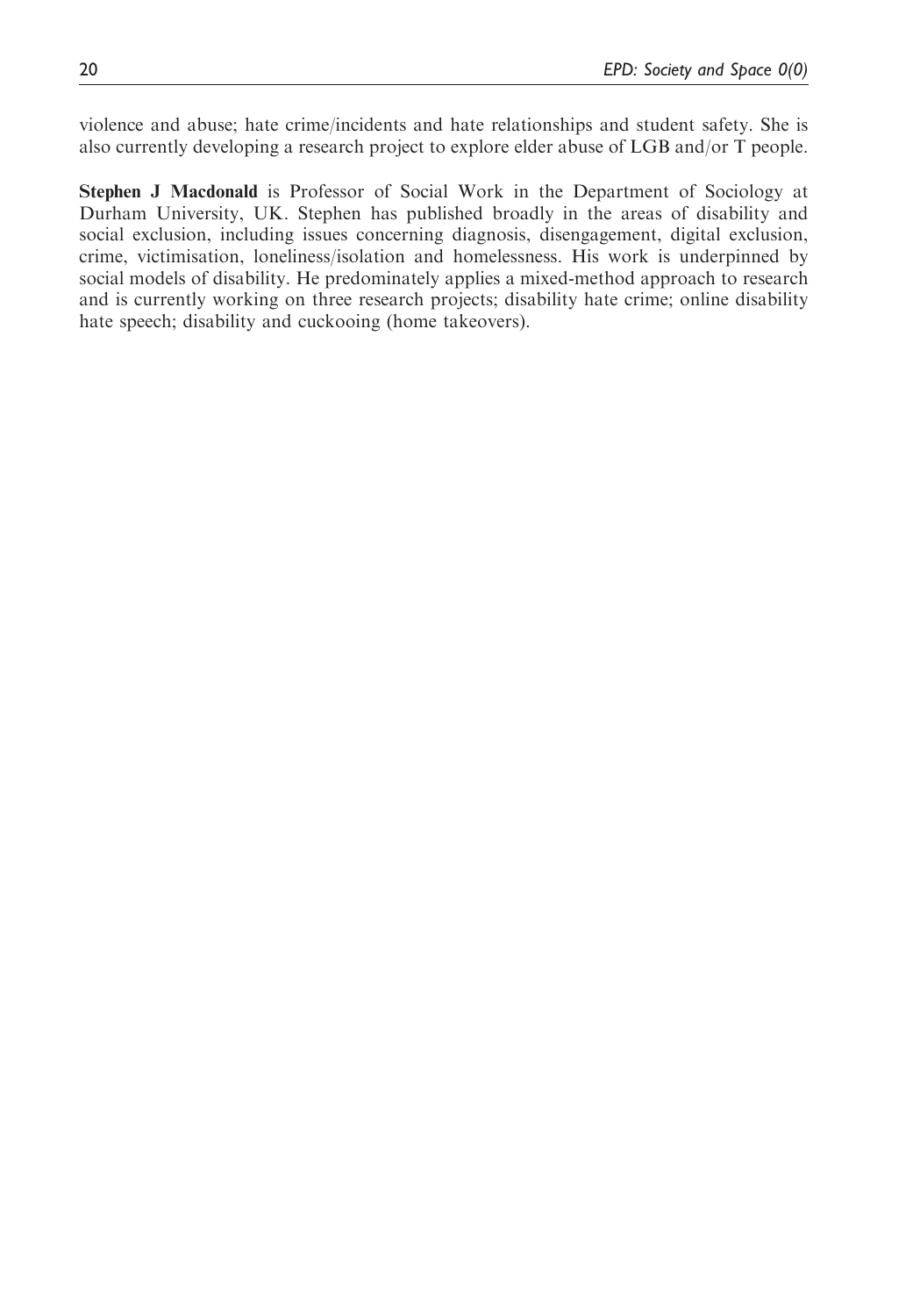violence and abuse; hate crime/incidents and hate relationships and student safety. She is also currently developing a research project to explore elder abuse of LGB and/or T people.

**Stephen J Macdonald** is Professor of Social Work in the Department of Sociology at Durham University, UK. Stephen has published broadly in the areas of disability and social exclusion, including issues concerning diagnosis, disengagement, digital exclusion, crime, victimisation, loneliness/isolation and homelessness. His work is underpinned by social models of disability. He predominately applies a mixed-method approach to research and is currently working on three research projects; disability hate crime; online disability hate speech; disability and cuckooing (home takeovers).